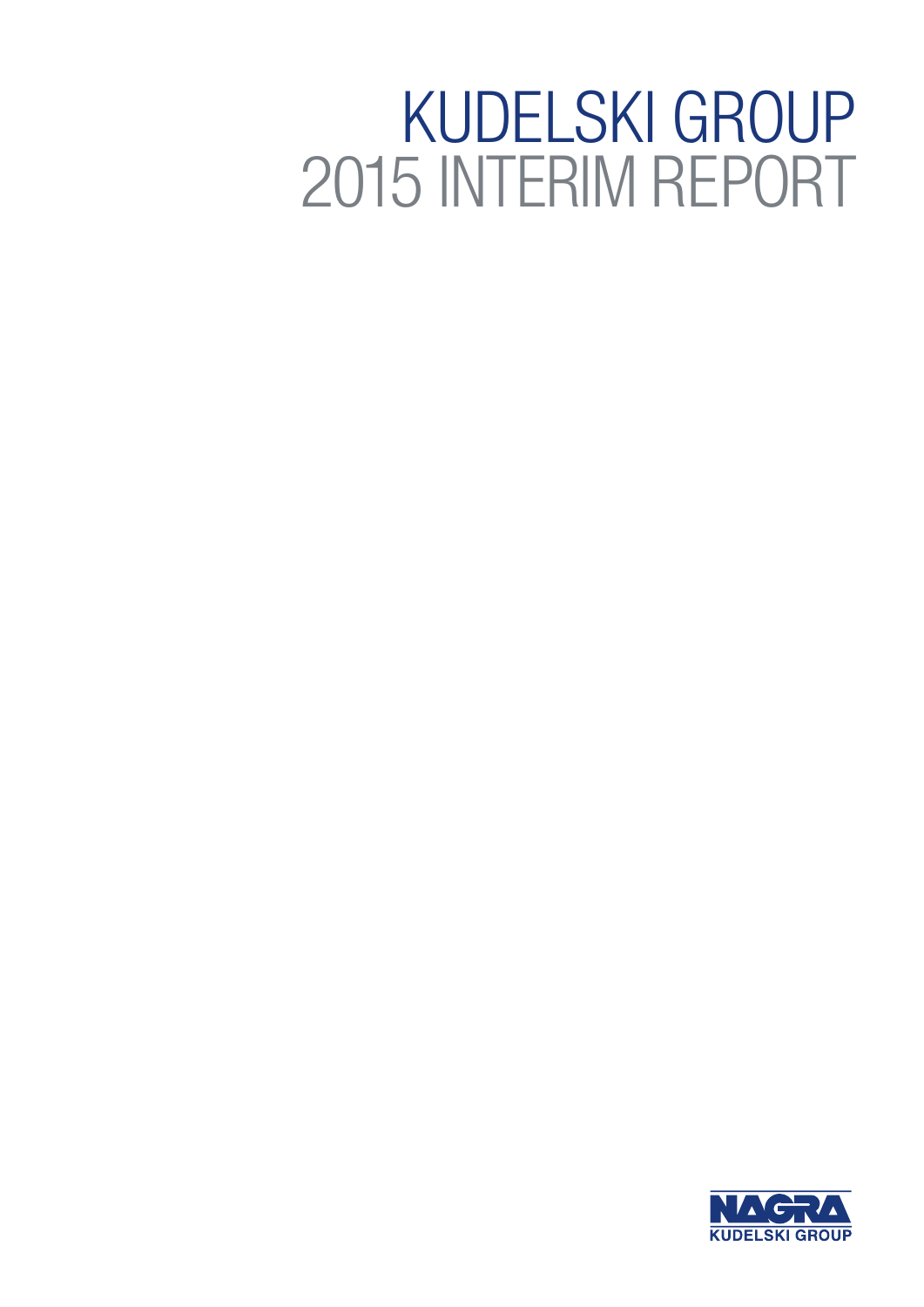# KUDELSKI GROUP
# 2015 INTERIM REPORT

NAGRA
KUDELSKI GROUP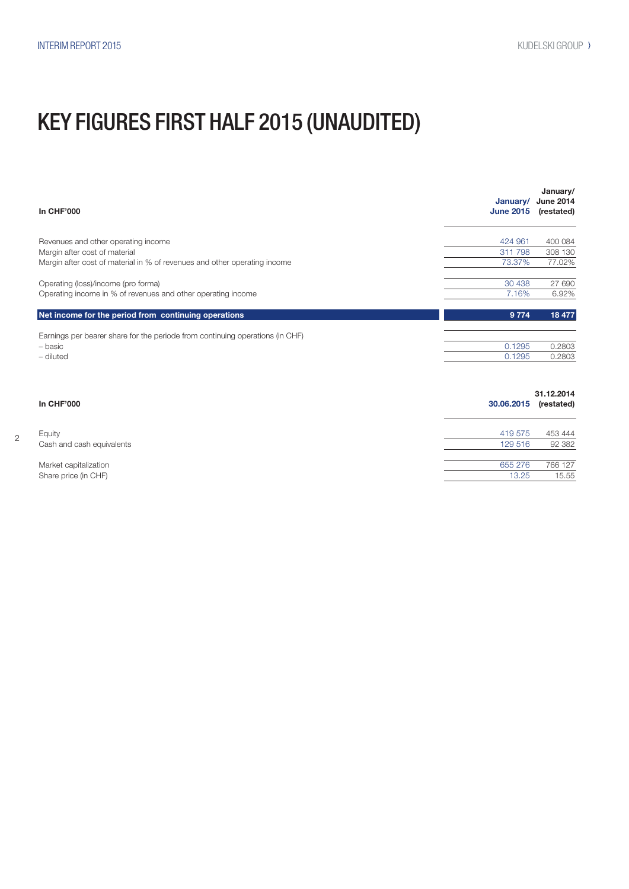# KEY FIGURES FIRST HALF 2015 (UNAUDITED)

| In CHF'000 | January/ June 2015 | January/ June 2014 (restated) |
|---|---|---|
| Revenues and other operating income | 424 961 | 400 084 |
| Margin after cost of material | 311 798 | 308 130 |
| Margin after cost of material in % of revenues and other operating income | 73.37% | 77.02% |
| | | |
| Operating (loss)/income (pro forma) | 30 438 | 27 690 |
| Operating income in % of revenues and other operating income | 7.16% | 6.92% |
| | | |
| **Net income for the period from continuing operations** | **9 774** | **18 477** |
| | | |
| Earnings per bearer share for the periode from continuing operations (in CHF) | | |
| – basic | 0.1295 | 0.2803 |
| – diluted | 0.1295 | 0.2803 |

| In CHF'000 | 30.06.2015 | 31.12.2014 (restated) |
|---|---|---|
| Equity | 419 575 | 453 444 |
| Cash and cash equivalents | 129 516 | 92 382 |
| | | |
| Market capitalization | 655 276 | 766 127 |
| Share price (in CHF) | 13.25 | 15.55 |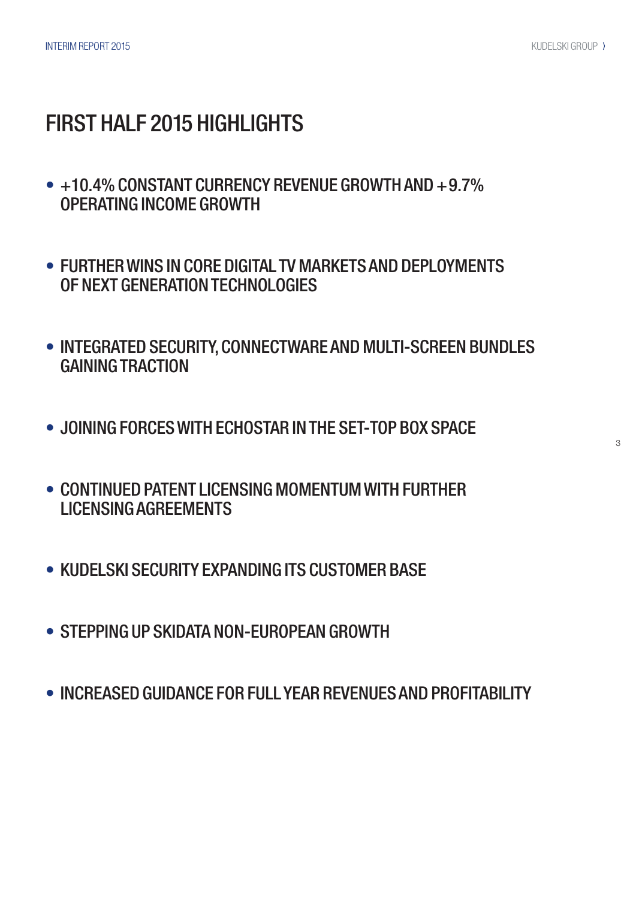# FIRST HALF 2015 HIGHLIGHTS

- +10.4% CONSTANT CURRENCY REVENUE GROWTH AND +9.7% OPERATING INCOME GROWTH
- FURTHER WINS IN CORE DIGITAL TV MARKETS AND DEPLOYMENTS OF NEXT GENERATION TECHNOLOGIES
- INTEGRATED SECURITY, CONNECTWARE AND MULTI-SCREEN BUNDLES GAINING TRACTION
- JOINING FORCES WITH ECHOSTAR IN THE SET-TOP BOX SPACE
- CONTINUED PATENT LICENSING MOMENTUM WITH FURTHER LICENSING AGREEMENTS
- KUDELSKI SECURITY EXPANDING ITS CUSTOMER BASE
- STEPPING UP SKIDATA NON-EUROPEAN GROWTH
- INCREASED GUIDANCE FOR FULL YEAR REVENUES AND PROFITABILITY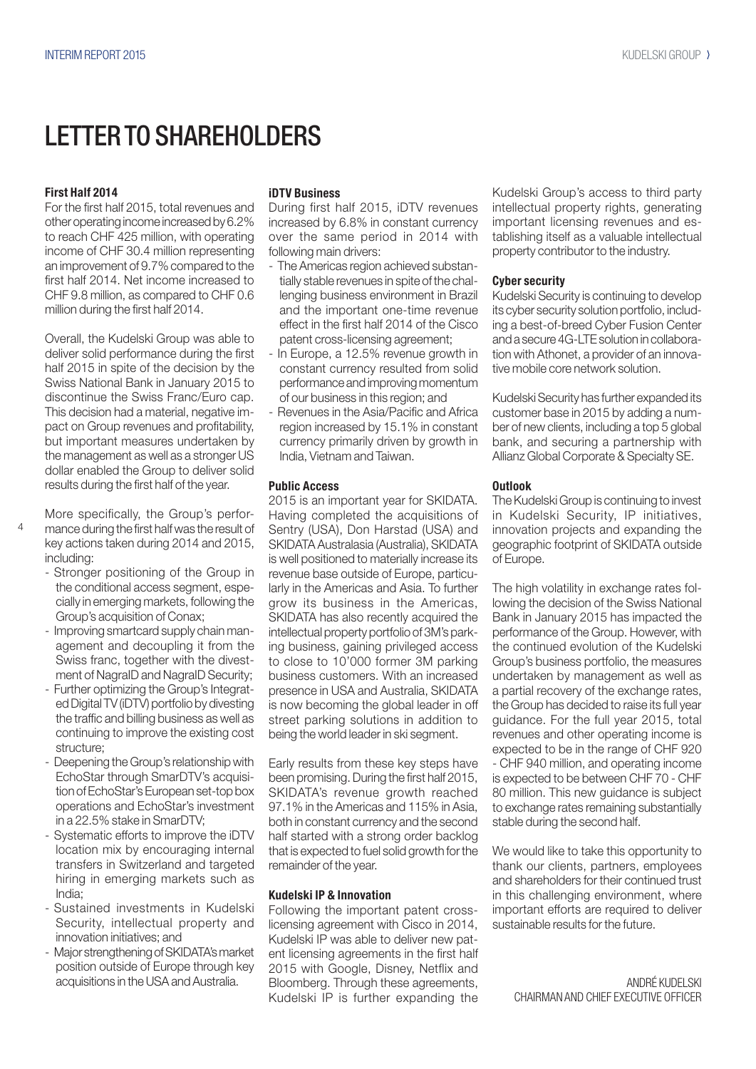# LETTER TO SHAREHOLDERS

**First Half 2014**

For the first half 2015, total revenues and other operating income increased by 6.2% to reach CHF 425 million, with operating income of CHF 30.4 million representing an improvement of 9.7% compared to the first half 2014. Net income increased to CHF 9.8 million, as compared to CHF 0.6 million during the first half 2014.

Overall, the Kudelski Group was able to deliver solid performance during the first half 2015 in spite of the decision by the Swiss National Bank in January 2015 to discontinue the Swiss Franc/Euro cap. This decision had a material, negative impact on Group revenues and profitability, but important measures undertaken by the management as well as a stronger US dollar enabled the Group to deliver solid results during the first half of the year.

More specifically, the Group's performance during the first half was the result of key actions taken during 2014 and 2015, including:

- Stronger positioning of the Group in the conditional access segment, especially in emerging markets, following the Group's acquisition of Conax;
- Improving smartcard supply chain management and decoupling it from the Swiss franc, together with the divestment of NagraID and NagraID Security;
- Further optimizing the Group's Integrated Digital TV (iDTV) portfolio by divesting the traffic and billing business as well as continuing to improve the existing cost structure;
- Deepening the Group's relationship with EchoStar through SmarDTV's acquisition of EchoStar's European set-top box operations and EchoStar's investment in a 22.5% stake in SmarDTV;
- Systematic efforts to improve the iDTV location mix by encouraging internal transfers in Switzerland and targeted hiring in emerging markets such as India;
- Sustained investments in Kudelski Security, intellectual property and innovation initiatives; and
- Major strengthening of SKIDATA's market position outside of Europe through key acquisitions in the USA and Australia.

**iDTV Business**

During first half 2015, iDTV revenues increased by 6.8% in constant currency over the same period in 2014 with following main drivers:

- The Americas region achieved substantially stable revenues in spite of the challenging business environment in Brazil and the important one-time revenue effect in the first half 2014 of the Cisco patent cross-licensing agreement;
- In Europe, a 12.5% revenue growth in constant currency resulted from solid performance and improving momentum of our business in this region; and
- Revenues in the Asia/Pacific and Africa region increased by 15.1% in constant currency primarily driven by growth in India, Vietnam and Taiwan.

**Public Access**

2015 is an important year for SKIDATA. Having completed the acquisitions of Sentry (USA), Don Harstad (USA) and SKIDATA Australasia (Australia), SKIDATA is well positioned to materially increase its revenue base outside of Europe, particularly in the Americas and Asia. To further grow its business in the Americas, SKIDATA has also recently acquired the intellectual property portfolio of 3M's parking business, gaining privileged access to close to 10'000 former 3M parking business customers. With an increased presence in USA and Australia, SKIDATA is now becoming the global leader in off street parking solutions in addition to being the world leader in ski segment.

Early results from these key steps have been promising. During the first half 2015, SKIDATA's revenue growth reached 97.1% in the Americas and 115% in Asia, both in constant currency and the second half started with a strong order backlog that is expected to fuel solid growth for the remainder of the year.

**Kudelski IP & Innovation**

Following the important patent cross-licensing agreement with Cisco in 2014, Kudelski IP was able to deliver new patent licensing agreements in the first half 2015 with Google, Disney, Netflix and Bloomberg. Through these agreements, Kudelski IP is further expanding the Kudelski Group's access to third party intellectual property rights, generating important licensing revenues and establishing itself as a valuable intellectual property contributor to the industry.

**Cyber security**

Kudelski Security is continuing to develop its cyber security solution portfolio, including a best-of-breed Cyber Fusion Center and a secure 4G-LTE solution in collaboration with Athonet, a provider of an innovative mobile core network solution.

Kudelski Security has further expanded its customer base in 2015 by adding a number of new clients, including a top 5 global bank, and securing a partnership with Allianz Global Corporate & Specialty SE.

**Outlook**

The Kudelski Group is continuing to invest in Kudelski Security, IP initiatives, innovation projects and expanding the geographic footprint of SKIDATA outside of Europe.

The high volatility in exchange rates following the decision of the Swiss National Bank in January 2015 has impacted the performance of the Group. However, with the continued evolution of the Kudelski Group's business portfolio, the measures undertaken by management as well as a partial recovery of the exchange rates, the Group has decided to raise its full year guidance. For the full year 2015, total revenues and other operating income is expected to be in the range of CHF 920 - CHF 940 million, and operating income is expected to be between CHF 70 - CHF 80 million. This new guidance is subject to exchange rates remaining substantially stable during the second half.

We would like to take this opportunity to thank our clients, partners, employees and shareholders for their continued trust in this challenging environment, where important efforts are required to deliver sustainable results for the future.

ANDRÉ KUDELSKI
CHAIRMAN AND CHIEF EXECUTIVE OFFICER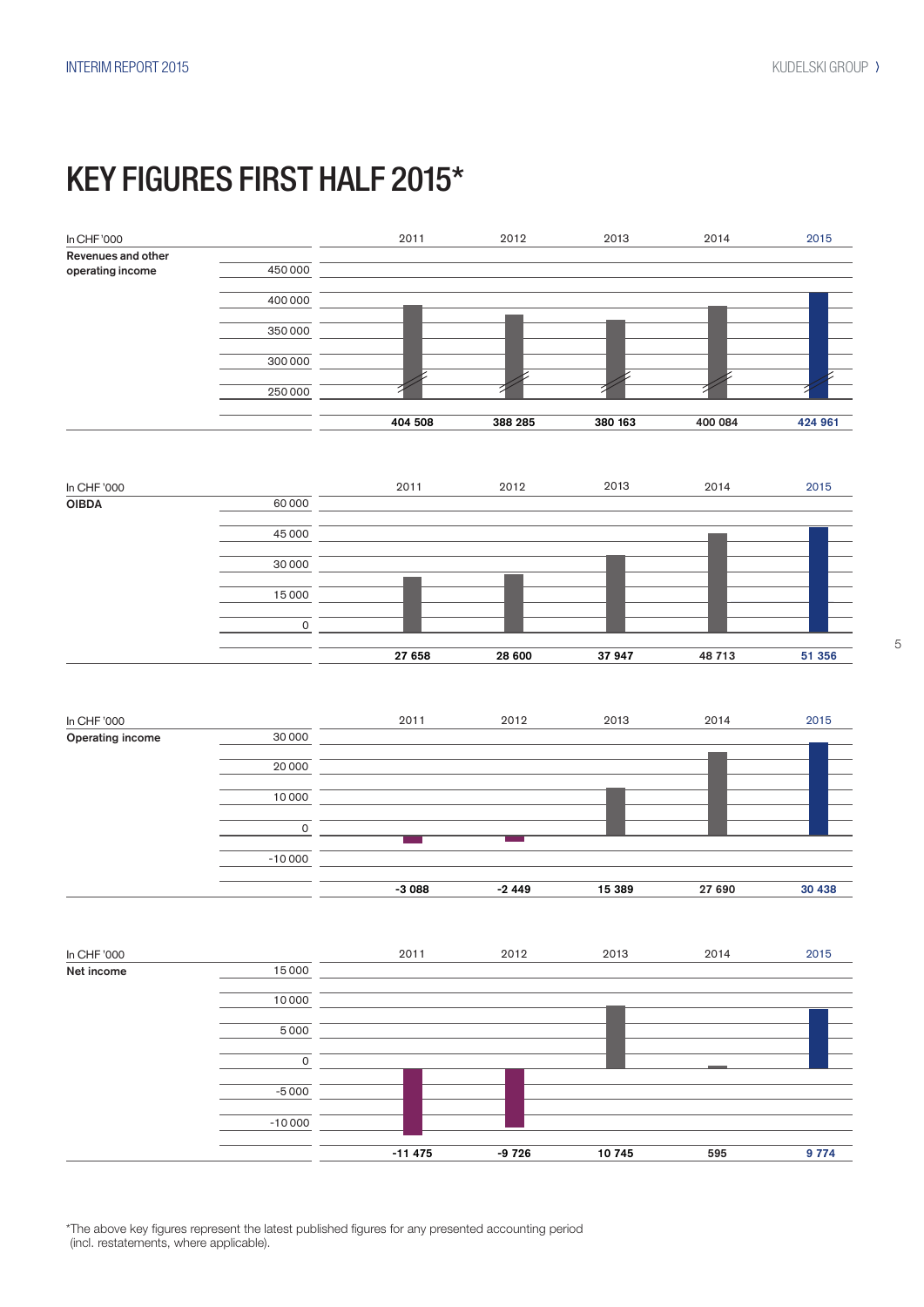# KEY FIGURES FIRST HALF 2015*

| In CHF '000 | 2011 | 2012 | 2013 | 2014 | 2015 |
|---|---|---|---|---|---|
| Revenues and other operating income | 404 508 | 388 285 | 380 163 | 400 084 | 424 961 |
| OIBDA | 27 658 | 28 600 | 37 947 | 48 713 | 51 356 |
| Operating income | -3 088 | -2 449 | 15 389 | 27 690 | 30 438 |
| Net income | -11 475 | -9 726 | 10 745 | 595 | 9 774 |

*The above key figures represent the latest published figures for any presented accounting period (incl. restatements, where applicable).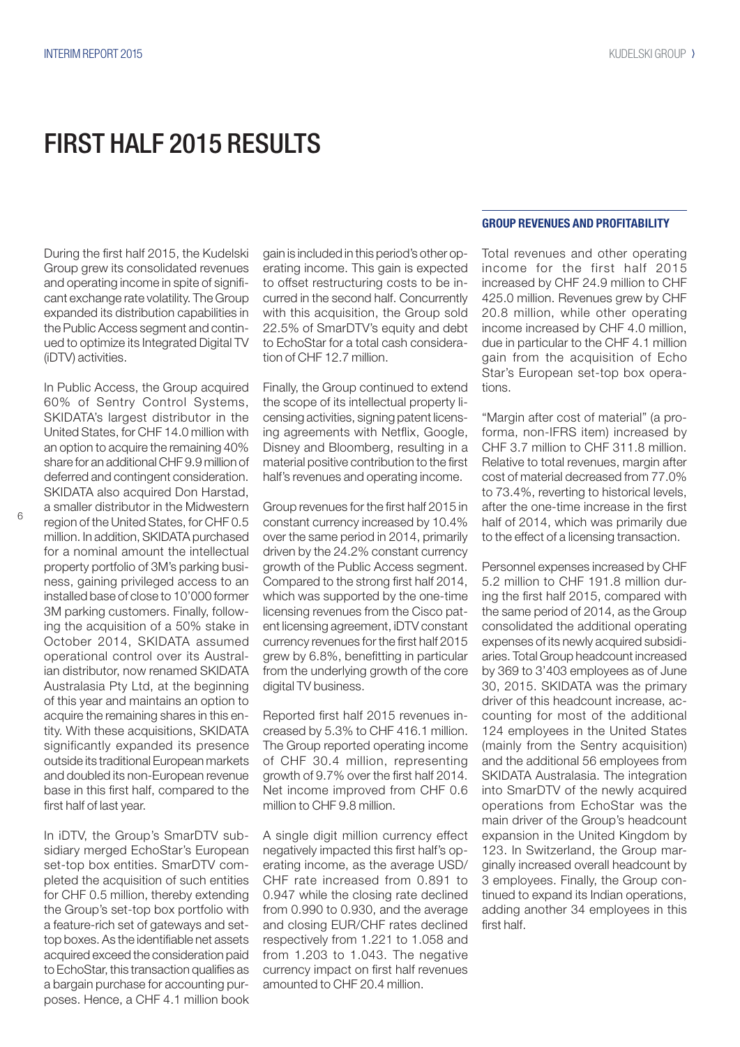# FIRST HALF 2015 RESULTS

During the first half 2015, the Kudelski Group grew its consolidated revenues and operating income in spite of significant exchange rate volatility. The Group expanded its distribution capabilities in the Public Access segment and continued to optimize its Integrated Digital TV (iDTV) activities.

In Public Access, the Group acquired 60% of Sentry Control Systems, SKIDATA's largest distributor in the United States, for CHF 14.0 million with an option to acquire the remaining 40% share for an additional CHF 9.9 million of deferred and contingent consideration. SKIDATA also acquired Don Harstad, a smaller distributor in the Midwestern region of the United States, for CHF 0.5 million. In addition, SKIDATA purchased for a nominal amount the intellectual property portfolio of 3M's parking business, gaining privileged access to an installed base of close to 10'000 former 3M parking customers. Finally, following the acquisition of a 50% stake in October 2014, SKIDATA assumed operational control over its Australian distributor, now renamed SKIDATA Australasia Pty Ltd, at the beginning of this year and maintains an option to acquire the remaining shares in this entity. With these acquisitions, SKIDATA significantly expanded its presence outside its traditional European markets and doubled its non-European revenue base in this first half, compared to the first half of last year.

In iDTV, the Group's SmarDTV subsidiary merged EchoStar's European set-top box entities. SmarDTV completed the acquisition of such entities for CHF 0.5 million, thereby extending the Group's set-top box portfolio with a feature-rich set of gateways and set-top boxes. As the identifiable net assets acquired exceed the consideration paid to EchoStar, this transaction qualifies as a bargain purchase for accounting purposes. Hence, a CHF 4.1 million book gain is included in this period's other operating income. This gain is expected to offset restructuring costs to be incurred in the second half. Concurrently with this acquisition, the Group sold 22.5% of SmarDTV's equity and debt to EchoStar for a total cash consideration of CHF 12.7 million.

Finally, the Group continued to extend the scope of its intellectual property licensing activities, signing patent licensing agreements with Netflix, Google, Disney and Bloomberg, resulting in a material positive contribution to the first half's revenues and operating income.

Group revenues for the first half 2015 in constant currency increased by 10.4% over the same period in 2014, primarily driven by the 24.2% constant currency growth of the Public Access segment. Compared to the strong first half 2014, which was supported by the one-time licensing revenues from the Cisco patent licensing agreement, iDTV constant currency revenues for the first half 2015 grew by 6.8%, benefitting in particular from the underlying growth of the core digital TV business.

Reported first half 2015 revenues increased by 5.3% to CHF 416.1 million. The Group reported operating income of CHF 30.4 million, representing growth of 9.7% over the first half 2014. Net income improved from CHF 0.6 million to CHF 9.8 million.

A single digit million currency effect negatively impacted this first half's operating income, as the average USD/CHF rate increased from 0.891 to 0.947 while the closing rate declined from 0.990 to 0.930, and the average and closing EUR/CHF rates declined respectively from 1.221 to 1.058 and from 1.203 to 1.043. The negative currency impact on first half revenues amounted to CHF 20.4 million.

## GROUP REVENUES AND PROFITABILITY

Total revenues and other operating income for the first half 2015 increased by CHF 24.9 million to CHF 425.0 million. Revenues grew by CHF 20.8 million, while other operating income increased by CHF 4.0 million, due in particular to the CHF 4.1 million gain from the acquisition of Echo Star's European set-top box operations.

"Margin after cost of material" (a pro-forma, non-IFRS item) increased by CHF 3.7 million to CHF 311.8 million. Relative to total revenues, margin after cost of material decreased from 77.0% to 73.4%, reverting to historical levels, after the one-time increase in the first half of 2014, which was primarily due to the effect of a licensing transaction.

Personnel expenses increased by CHF 5.2 million to CHF 191.8 million during the first half 2015, compared with the same period of 2014, as the Group consolidated the additional operating expenses of its newly acquired subsidiaries. Total Group headcount increased by 369 to 3'403 employees as of June 30, 2015. SKIDATA was the primary driver of this headcount increase, accounting for most of the additional 124 employees in the United States (mainly from the Sentry acquisition) and the additional 56 employees from SKIDATA Australasia. The integration into SmarDTV of the newly acquired operations from EchoStar was the main driver of the Group's headcount expansion in the United Kingdom by 123. In Switzerland, the Group marginally increased overall headcount by 3 employees. Finally, the Group continued to expand its Indian operations, adding another 34 employees in this first half.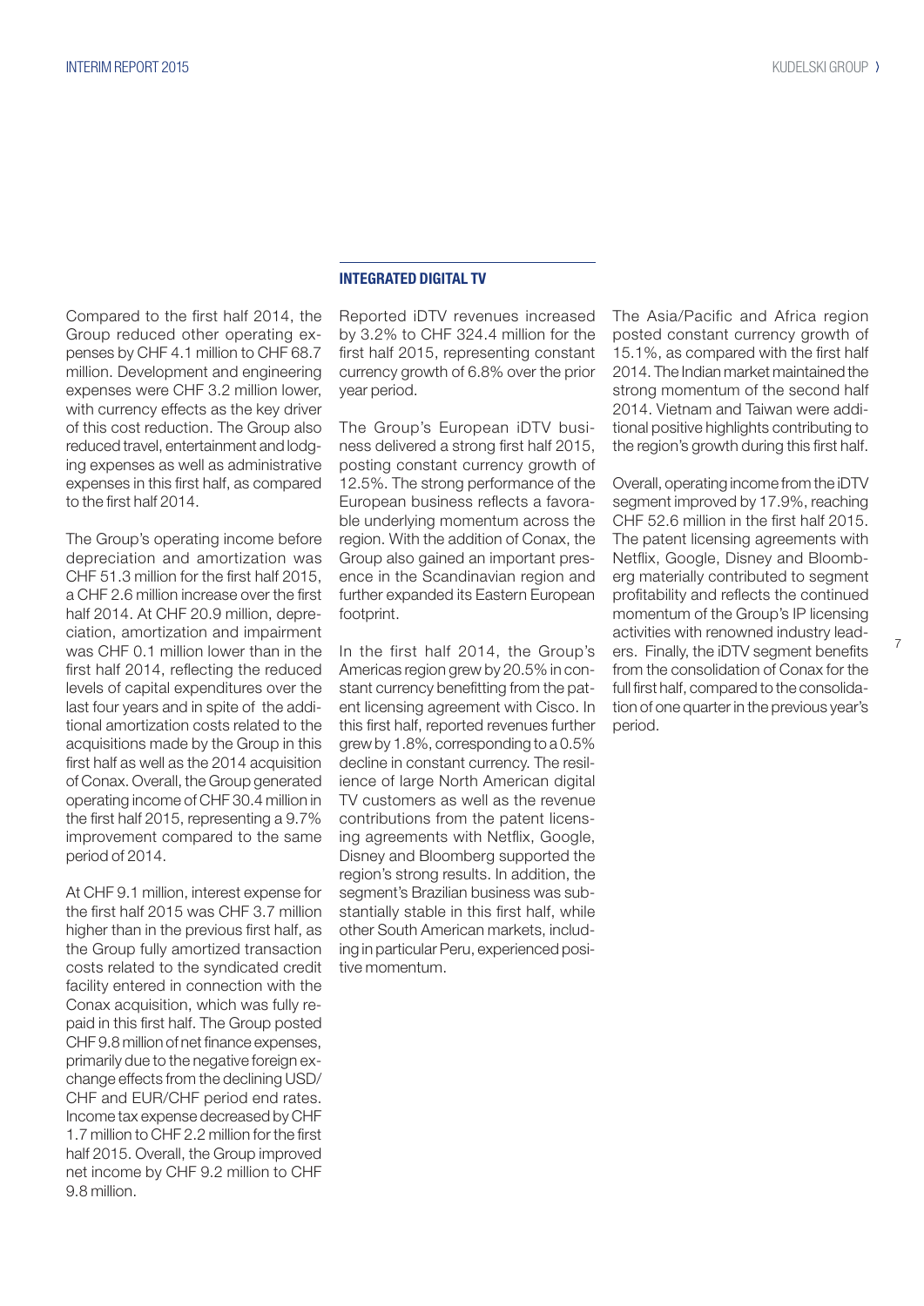Compared to the first half 2014, the Group reduced other operating expenses by CHF 4.1 million to CHF 68.7 million. Development and engineering expenses were CHF 3.2 million lower, with currency effects as the key driver of this cost reduction. The Group also reduced travel, entertainment and lodging expenses as well as administrative expenses in this first half, as compared to the first half 2014.

The Group's operating income before depreciation and amortization was CHF 51.3 million for the first half 2015, a CHF 2.6 million increase over the first half 2014. At CHF 20.9 million, depreciation, amortization and impairment was CHF 0.1 million lower than in the first half 2014, reflecting the reduced levels of capital expenditures over the last four years and in spite of the additional amortization costs related to the acquisitions made by the Group in this first half as well as the 2014 acquisition of Conax. Overall, the Group generated operating income of CHF 30.4 million in the first half 2015, representing a 9.7% improvement compared to the same period of 2014.

At CHF 9.1 million, interest expense for the first half 2015 was CHF 3.7 million higher than in the previous first half, as the Group fully amortized transaction costs related to the syndicated credit facility entered in connection with the Conax acquisition, which was fully repaid in this first half. The Group posted CHF 9.8 million of net finance expenses, primarily due to the negative foreign exchange effects from the declining USD/CHF and EUR/CHF period end rates. Income tax expense decreased by CHF 1.7 million to CHF 2.2 million for the first half 2015. Overall, the Group improved net income by CHF 9.2 million to CHF 9.8 million.

## INTEGRATED DIGITAL TV

Reported iDTV revenues increased by 3.2% to CHF 324.4 million for the first half 2015, representing constant currency growth of 6.8% over the prior year period.

The Group's European iDTV business delivered a strong first half 2015, posting constant currency growth of 12.5%. The strong performance of the European business reflects a favorable underlying momentum across the region. With the addition of Conax, the Group also gained an important presence in the Scandinavian region and further expanded its Eastern European footprint.

In the first half 2014, the Group's Americas region grew by 20.5% in constant currency benefitting from the patent licensing agreement with Cisco. In this first half, reported revenues further grew by 1.8%, corresponding to a 0.5% decline in constant currency. The resilience of large North American digital TV customers as well as the revenue contributions from the patent licensing agreements with Netflix, Google, Disney and Bloomberg supported the region's strong results. In addition, the segment's Brazilian business was substantially stable in this first half, while other South American markets, including in particular Peru, experienced positive momentum.

The Asia/Pacific and Africa region posted constant currency growth of 15.1%, as compared with the first half 2014. The Indian market maintained the strong momentum of the second half 2014. Vietnam and Taiwan were additional positive highlights contributing to the region's growth during this first half.

Overall, operating income from the iDTV segment improved by 17.9%, reaching CHF 52.6 million in the first half 2015. The patent licensing agreements with Netflix, Google, Disney and Bloomberg materially contributed to segment profitability and reflects the continued momentum of the Group's IP licensing activities with renowned industry leaders. Finally, the iDTV segment benefits from the consolidation of Conax for the full first half, compared to the consolidation of one quarter in the previous year's period.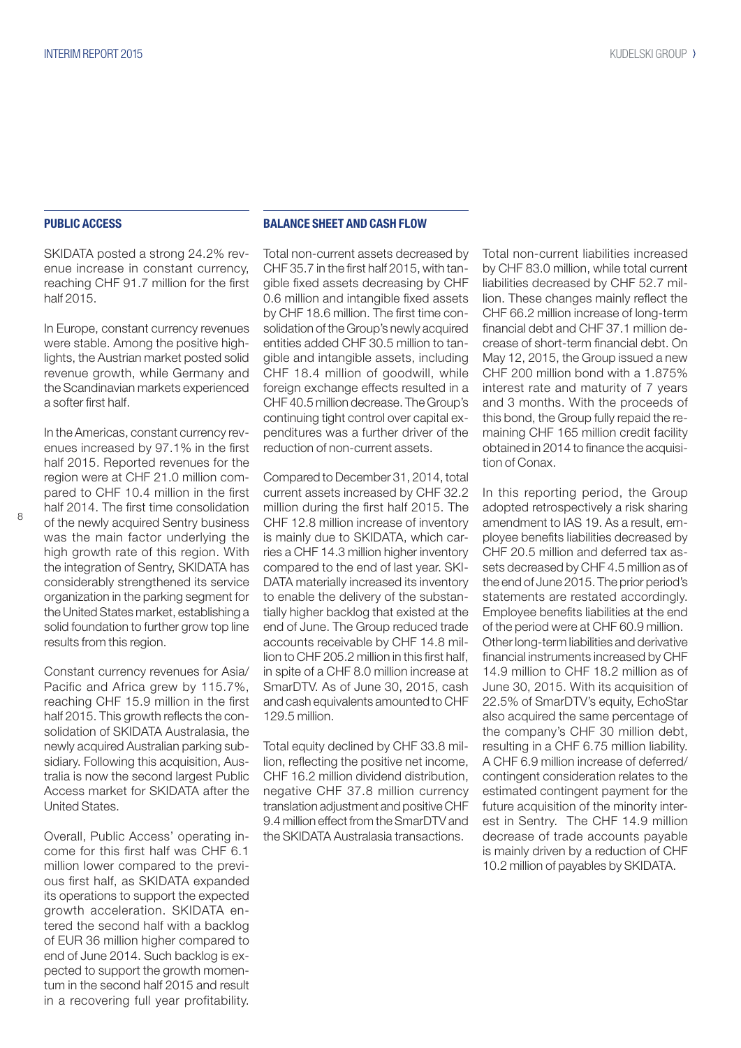## PUBLIC ACCESS

SKIDATA posted a strong 24.2% revenue increase in constant currency, reaching CHF 91.7 million for the first half 2015.

In Europe, constant currency revenues were stable. Among the positive highlights, the Austrian market posted solid revenue growth, while Germany and the Scandinavian markets experienced a softer first half.

In the Americas, constant currency revenues increased by 97.1% in the first half 2015. Reported revenues for the region were at CHF 21.0 million compared to CHF 10.4 million in the first half 2014. The first time consolidation of the newly acquired Sentry business was the main factor underlying the high growth rate of this region. With the integration of Sentry, SKIDATA has considerably strengthened its service organization in the parking segment for the United States market, establishing a solid foundation to further grow top line results from this region.

Constant currency revenues for Asia/Pacific and Africa grew by 115.7%, reaching CHF 15.9 million in the first half 2015. This growth reflects the consolidation of SKIDATA Australasia, the newly acquired Australian parking subsidiary. Following this acquisition, Australia is now the second largest Public Access market for SKIDATA after the United States.

Overall, Public Access' operating income for this first half was CHF 6.1 million lower compared to the previous first half, as SKIDATA expanded its operations to support the expected growth acceleration. SKIDATA entered the second half with a backlog of EUR 36 million higher compared to end of June 2014. Such backlog is expected to support the growth momentum in the second half 2015 and result in a recovering full year profitability.

## BALANCE SHEET AND CASH FLOW

Total non-current assets decreased by CHF 35.7 in the first half 2015, with tangible fixed assets decreasing by CHF 0.6 million and intangible fixed assets by CHF 18.6 million. The first time consolidation of the Group's newly acquired entities added CHF 30.5 million to tangible and intangible assets, including CHF 18.4 million of goodwill, while foreign exchange effects resulted in a CHF 40.5 million decrease. The Group's continuing tight control over capital expenditures was a further driver of the reduction of non-current assets.

Compared to December 31, 2014, total current assets increased by CHF 32.2 million during the first half 2015. The CHF 12.8 million increase of inventory is mainly due to SKIDATA, which carries a CHF 14.3 million higher inventory compared to the end of last year. SKIDATA materially increased its inventory to enable the delivery of the substantially higher backlog that existed at the end of June. The Group reduced trade accounts receivable by CHF 14.8 million to CHF 205.2 million in this first half, in spite of a CHF 8.0 million increase at SmarDTV. As of June 30, 2015, cash and cash equivalents amounted to CHF 129.5 million.

Total equity declined by CHF 33.8 million, reflecting the positive net income, CHF 16.2 million dividend distribution, negative CHF 37.8 million currency translation adjustment and positive CHF 9.4 million effect from the SmarDTV and the SKIDATA Australasia transactions.

Total non-current liabilities increased by CHF 83.0 million, while total current liabilities decreased by CHF 52.7 million. These changes mainly reflect the CHF 66.2 million increase of long-term financial debt and CHF 37.1 million decrease of short-term financial debt. On May 12, 2015, the Group issued a new CHF 200 million bond with a 1.875% interest rate and maturity of 7 years and 3 months. With the proceeds of this bond, the Group fully repaid the remaining CHF 165 million credit facility obtained in 2014 to finance the acquisition of Conax.

In this reporting period, the Group adopted retrospectively a risk sharing amendment to IAS 19. As a result, employee benefits liabilities decreased by CHF 20.5 million and deferred tax assets decreased by CHF 4.5 million as of the end of June 2015. The prior period's statements are restated accordingly. Employee benefits liabilities at the end of the period were at CHF 60.9 million. Other long-term liabilities and derivative financial instruments increased by CHF 14.9 million to CHF 18.2 million as of June 30, 2015. With its acquisition of 22.5% of SmarDTV's equity, EchoStar also acquired the same percentage of the company's CHF 30 million debt, resulting in a CHF 6.75 million liability. A CHF 6.9 million increase of deferred/contingent consideration relates to the estimated contingent payment for the future acquisition of the minority interest in Sentry. The CHF 14.9 million decrease of trade accounts payable is mainly driven by a reduction of CHF 10.2 million of payables by SKIDATA.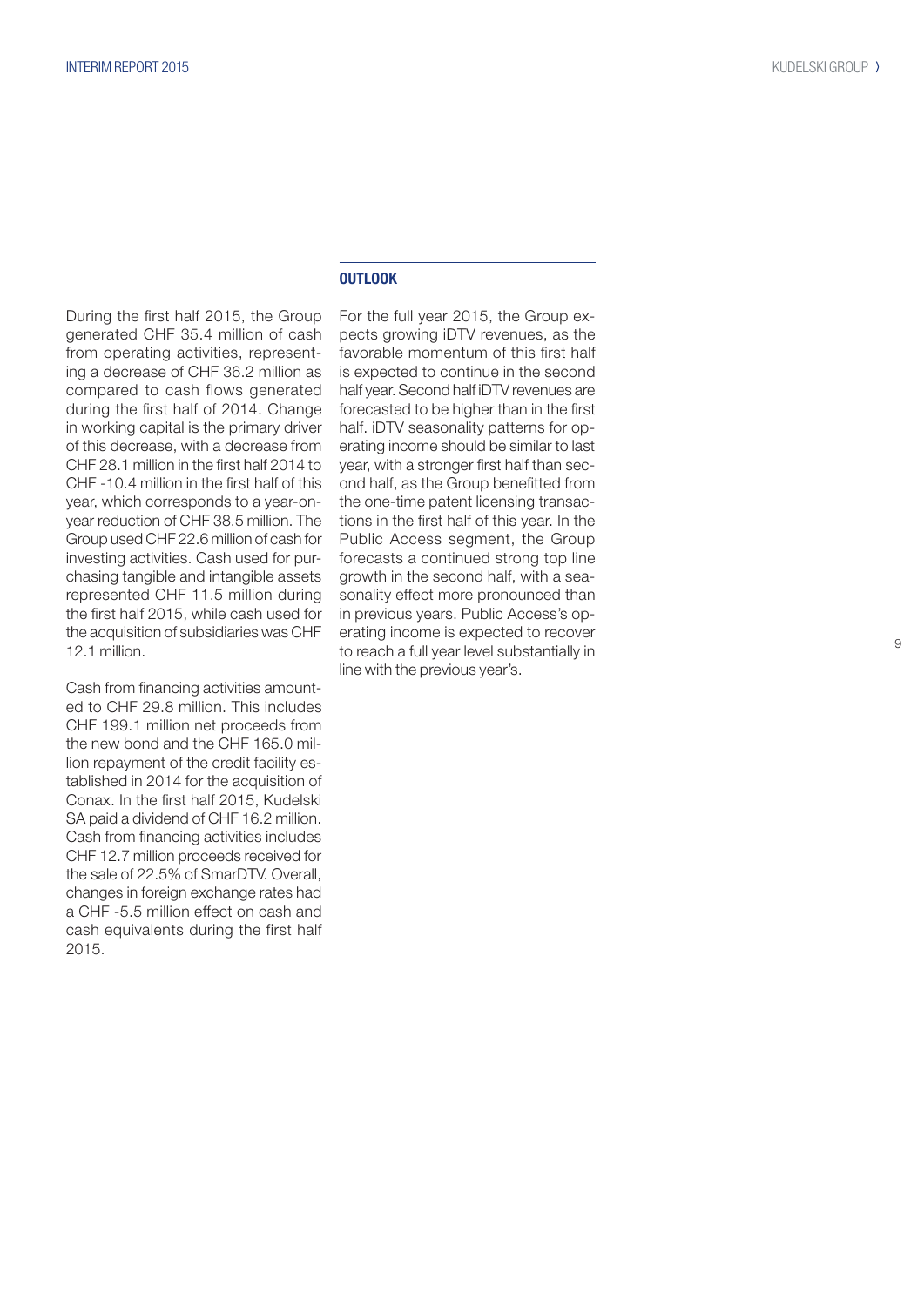During the first half 2015, the Group generated CHF 35.4 million of cash from operating activities, representing a decrease of CHF 36.2 million as compared to cash flows generated during the first half of 2014. Change in working capital is the primary driver of this decrease, with a decrease from CHF 28.1 million in the first half 2014 to CHF -10.4 million in the first half of this year, which corresponds to a year-on-year reduction of CHF 38.5 million. The Group used CHF 22.6 million of cash for investing activities. Cash used for purchasing tangible and intangible assets represented CHF 11.5 million during the first half 2015, while cash used for the acquisition of subsidiaries was CHF 12.1 million.

Cash from financing activities amounted to CHF 29.8 million. This includes CHF 199.1 million net proceeds from the new bond and the CHF 165.0 million repayment of the credit facility established in 2014 for the acquisition of Conax. In the first half 2015, Kudelski SA paid a dividend of CHF 16.2 million. Cash from financing activities includes CHF 12.7 million proceeds received for the sale of 22.5% of SmarDTV. Overall, changes in foreign exchange rates had a CHF -5.5 million effect on cash and cash equivalents during the first half 2015.

## OUTLOOK

For the full year 2015, the Group expects growing iDTV revenues, as the favorable momentum of this first half is expected to continue in the second half year. Second half iDTV revenues are forecasted to be higher than in the first half. iDTV seasonality patterns for operating income should be similar to last year, with a stronger first half than second half, as the Group benefitted from the one-time patent licensing transactions in the first half of this year. In the Public Access segment, the Group forecasts a continued strong top line growth in the second half, with a seasonality effect more pronounced than in previous years. Public Access's operating income is expected to recover to reach a full year level substantially in line with the previous year's.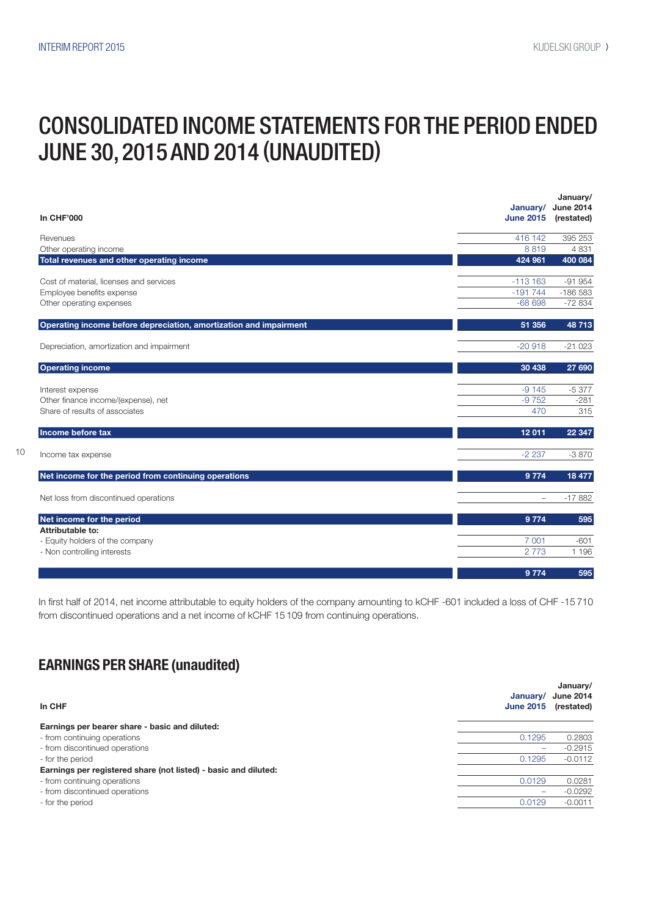# CONSOLIDATED INCOME STATEMENTS FOR THE PERIOD ENDED JUNE 30, 2015 AND 2014 (UNAUDITED)

| In CHF'000 | January/ June 2015 | January/ June 2014 (restated) |
|---|---|---|
| Revenues | 416 142 | 395 253 |
| Other operating income | 8 819 | 4 831 |
| **Total revenues and other operating income** | **424 961** | **400 084** |
| | | |
| Cost of material, licenses and services | -113 163 | -91 954 |
| Employee benefits expense | -191 744 | -186 583 |
| Other operating expenses | -68 698 | -72 834 |
| | | |
| **Operating income before depreciation, amortization and impairment** | **51 356** | **48 713** |
| | | |
| Depreciation, amortization and impairment | -20 918 | -21 023 |
| | | |
| **Operating income** | **30 438** | **27 690** |
| | | |
| Interest expense | -9 145 | -5 377 |
| Other finance income/(expense), net | -9 752 | -281 |
| Share of results of associates | 470 | 315 |
| | | |
| **Income before tax** | **12 011** | **22 347** |
| | | |
| Income tax expense | -2 237 | -3 870 |
| | | |
| **Net income for the period from continuing operations** | **9 774** | **18 477** |
| | | |
| Net loss from discontinued operations | – | -17 882 |
| | | |
| **Net income for the period** | **9 774** | **595** |
| **Attributable to:** | | |
| - Equity holders of the company | 7 001 | -601 |
| - Non controlling interests | 2 773 | 1 196 |
| | | |
| | **9 774** | **595** |

In first half of 2014, net income attributable to equity holders of the company amounting to kCHF -601 included a loss of CHF -15 710 from discontinued operations and a net income of kCHF 15 109 from continuing operations.

## EARNINGS PER SHARE (unaudited)

| In CHF | January/ June 2015 | January/ June 2014 (restated) |
|---|---|---|
| **Earnings per bearer share - basic and diluted:** | | |
| - from continuing operations | 0.1295 | 0.2803 |
| - from discontinued operations | – | -0.2915 |
| - for the period | 0.1295 | -0.0112 |
| **Earnings per registered share (not listed) - basic and diluted:** | | |
| - from continuing operations | 0.0129 | 0.0281 |
| - from discontinued operations | – | -0.0292 |
| - for the period | 0.0129 | -0.0011 |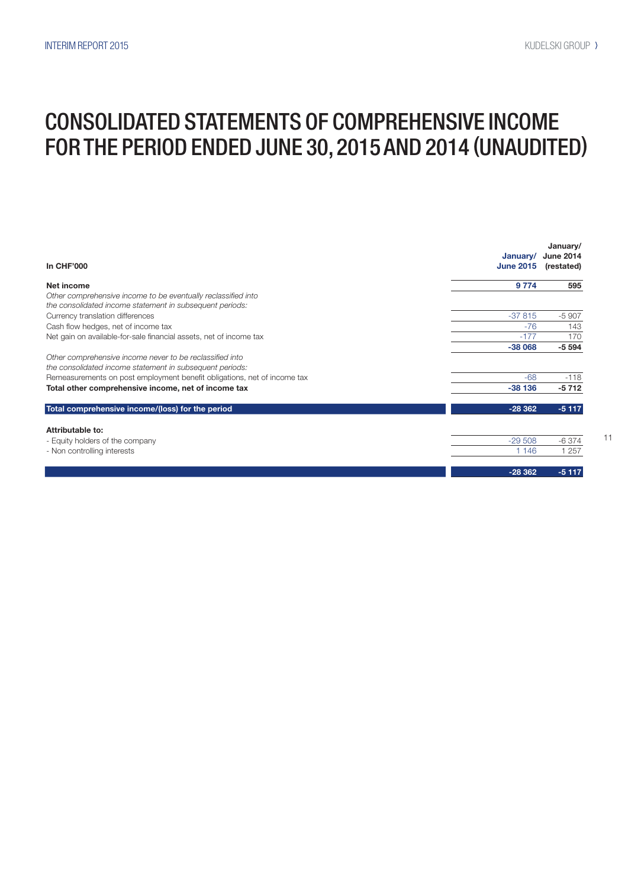# CONSOLIDATED STATEMENTS OF COMPREHENSIVE INCOME FOR THE PERIOD ENDED JUNE 30, 2015 AND 2014 (UNAUDITED)

| In CHF'000 | January/ June 2015 | January/ June 2014 (restated) |
|---|---|---|
| **Net income** | **9 774** | **595** |
| *Other comprehensive income to be eventually reclassified into the consolidated income statement in subsequent periods:* | | |
| Currency translation differences | -37 815 | -5 907 |
| Cash flow hedges, net of income tax | -76 | 143 |
| Net gain on available-for-sale financial assets, net of income tax | -177 | 170 |
| | **-38 068** | **-5 594** |
| *Other comprehensive income never to be reclassified into the consolidated income statement in subsequent periods:* | | |
| Remeasurements on post employment benefit obligations, net of income tax | -68 | -118 |
| **Total other comprehensive income, net of income tax** | **-38 136** | **-5 712** |
| **Total comprehensive income/(loss) for the period** | **-28 362** | **-5 117** |
| **Attributable to:** | | |
| - Equity holders of the company | -29 508 | -6 374 |
| - Non controlling interests | 1 146 | 1 257 |
| | **-28 362** | **-5 117** |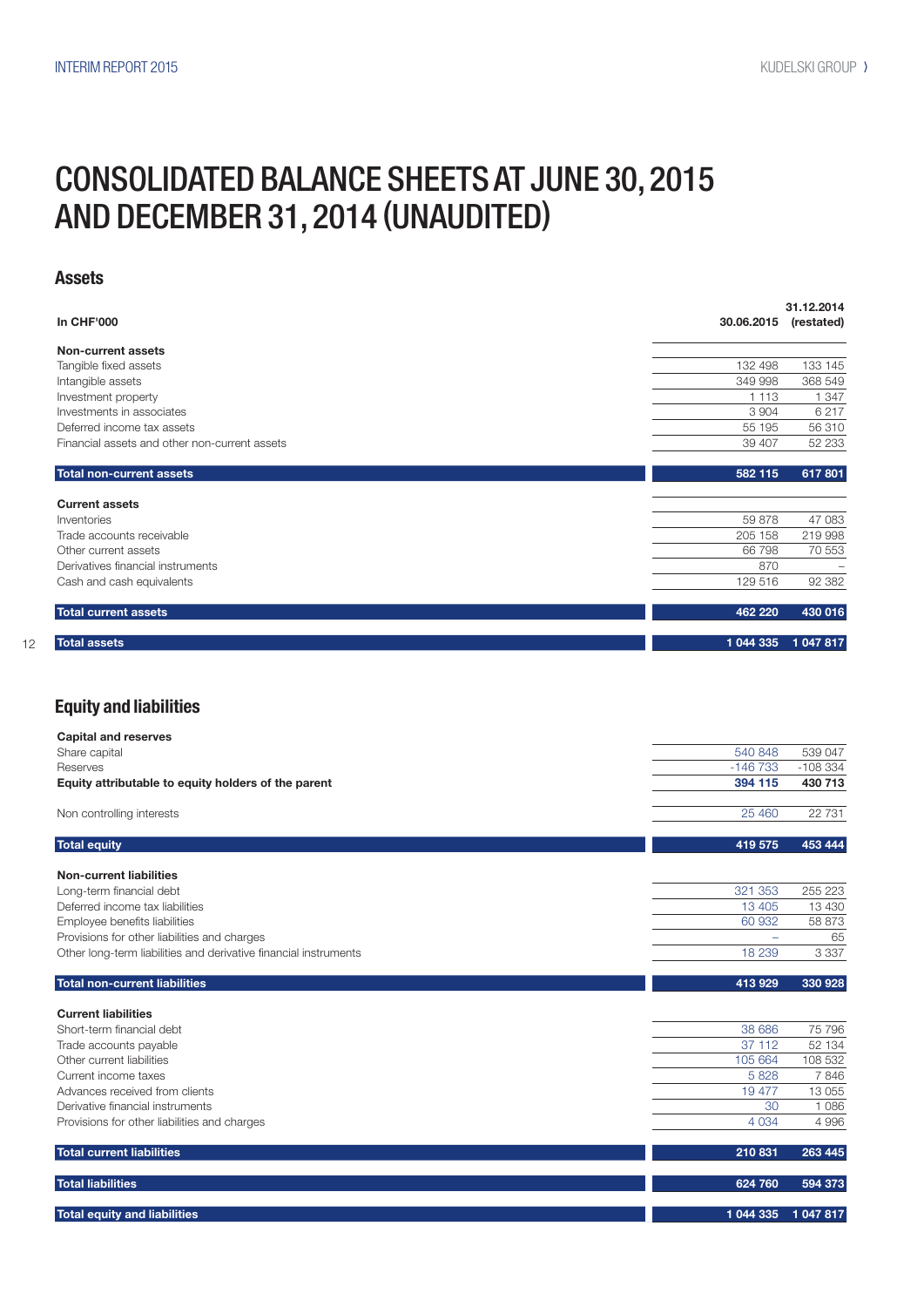# CONSOLIDATED BALANCE SHEETS AT JUNE 30, 2015 AND DECEMBER 31, 2014 (UNAUDITED)

## Assets

| In CHF'000 | 30.06.2015 | 31.12.2014 (restated) |
|---|---|---|
| **Non-current assets** | | |
| Tangible fixed assets | 132 498 | 133 145 |
| Intangible assets | 349 998 | 368 549 |
| Investment property | 1 113 | 1 347 |
| Investments in associates | 3 904 | 6 217 |
| Deferred income tax assets | 55 195 | 56 310 |
| Financial assets and other non-current assets | 39 407 | 52 233 |
| **Total non-current assets** | **582 115** | **617 801** |
| **Current assets** | | |
| Inventories | 59 878 | 47 083 |
| Trade accounts receivable | 205 158 | 219 998 |
| Other current assets | 66 798 | 70 553 |
| Derivatives financial instruments | 870 | – |
| Cash and cash equivalents | 129 516 | 92 382 |
| **Total current assets** | **462 220** | **430 016** |
| **Total assets** | **1 044 335** | **1 047 817** |

## Equity and liabilities

| | 30.06.2015 | 31.12.2014 (restated) |
|---|---|---|
| **Capital and reserves** | | |
| Share capital | 540 848 | 539 047 |
| Reserves | -146 733 | -108 334 |
| **Equity attributable to equity holders of the parent** | **394 115** | **430 713** |
| Non controlling interests | 25 460 | 22 731 |
| **Total equity** | **419 575** | **453 444** |
| **Non-current liabilities** | | |
| Long-term financial debt | 321 353 | 255 223 |
| Deferred income tax liabilities | 13 405 | 13 430 |
| Employee benefits liabilities | 60 932 | 58 873 |
| Provisions for other liabilities and charges | – | 65 |
| Other long-term liabilities and derivative financial instruments | 18 239 | 3 337 |
| **Total non-current liabilities** | **413 929** | **330 928** |
| **Current liabilities** | | |
| Short-term financial debt | 38 686 | 75 796 |
| Trade accounts payable | 37 112 | 52 134 |
| Other current liabilities | 105 664 | 108 532 |
| Current income taxes | 5 828 | 7 846 |
| Advances received from clients | 19 477 | 13 055 |
| Derivative financial instruments | 30 | 1 086 |
| Provisions for other liabilities and charges | 4 034 | 4 996 |
| **Total current liabilities** | **210 831** | **263 445** |
| **Total liabilities** | **624 760** | **594 373** |
| **Total equity and liabilities** | **1 044 335** | **1 047 817** |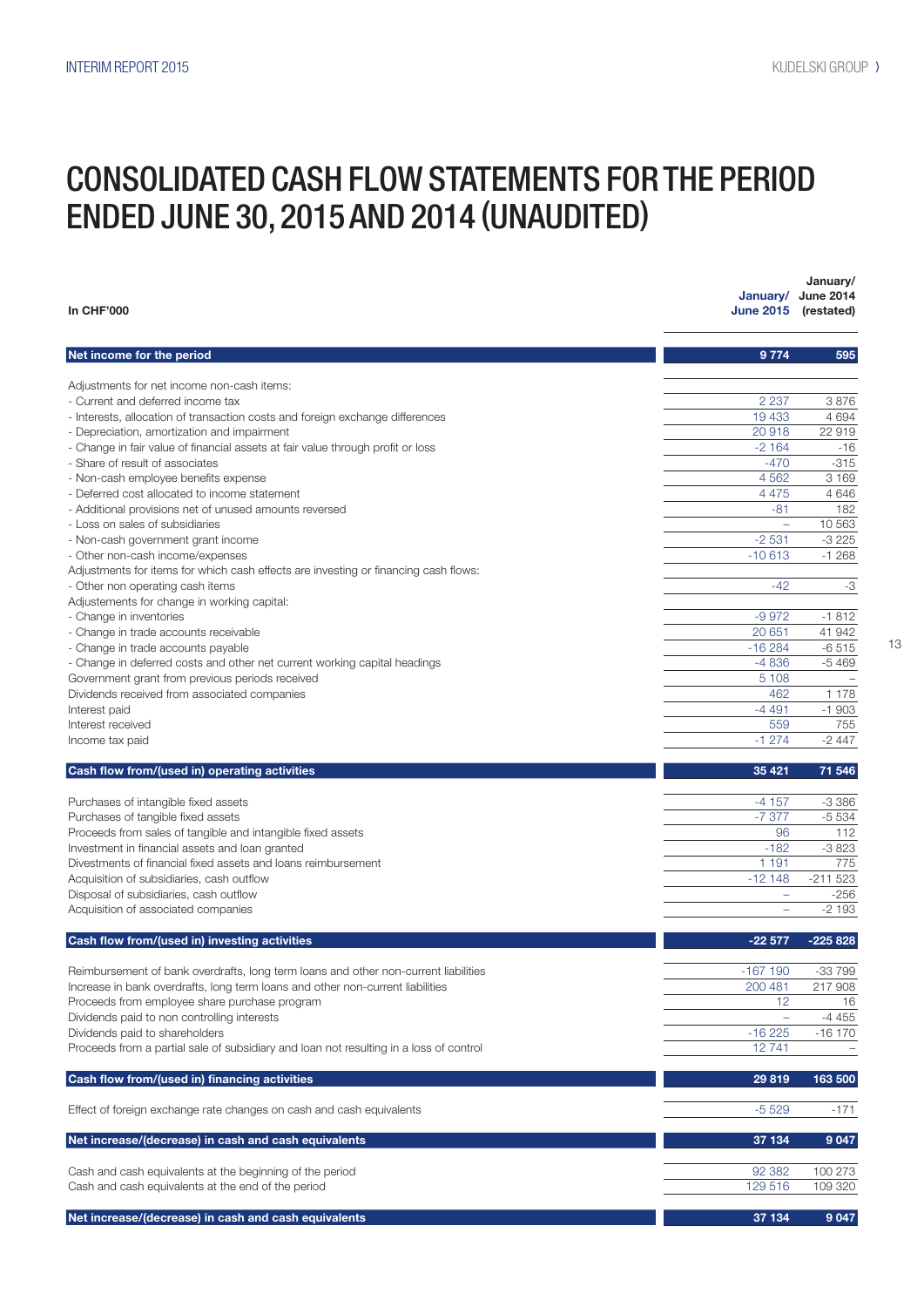# CONSOLIDATED CASH FLOW STATEMENTS FOR THE PERIOD ENDED JUNE 30, 2015 AND 2014 (UNAUDITED)

| In CHF'000 | January/ June 2015 | January/ June 2014 (restated) |
|---|---|---|
| **Net income for the period** | **9 774** | **595** |
| Adjustments for net income non-cash items: | | |
| - Current and deferred income tax | 2 237 | 3 876 |
| - Interests, allocation of transaction costs and foreign exchange differences | 19 433 | 4 694 |
| - Depreciation, amortization and impairment | 20 918 | 22 919 |
| - Change in fair value of financial assets at fair value through profit or loss | -2 164 | -16 |
| - Share of result of associates | -470 | -315 |
| - Non-cash employee benefits expense | 4 562 | 3 169 |
| - Deferred cost allocated to income statement | 4 475 | 4 646 |
| - Additional provisions net of unused amounts reversed | -81 | 182 |
| - Loss on sales of subsidiaries | – | 10 563 |
| - Non-cash government grant income | -2 531 | -3 225 |
| - Other non-cash income/expenses | -10 613 | -1 268 |
| Adjustments for items for which cash effects are investing or financing cash flows: | | |
| - Other non operating cash items | -42 | -3 |
| Adjustements for change in working capital: | | |
| - Change in inventories | -9 972 | -1 812 |
| - Change in trade accounts receivable | 20 651 | 41 942 |
| - Change in trade accounts payable | -16 284 | -6 515 |
| - Change in deferred costs and other net current working capital headings | -4 836 | -5 469 |
| Government grant from previous periods received | 5 108 | – |
| Dividends received from associated companies | 462 | 1 178 |
| Interest paid | -4 491 | -1 903 |
| Interest received | 559 | 755 |
| Income tax paid | -1 274 | -2 447 |
| **Cash flow from/(used in) operating activities** | **35 421** | **71 546** |
| Purchases of intangible fixed assets | -4 157 | -3 386 |
| Purchases of tangible fixed assets | -7 377 | -5 534 |
| Proceeds from sales of tangible and intangible fixed assets | 96 | 112 |
| Investment in financial assets and loan granted | -182 | -3 823 |
| Divestments of financial fixed assets and loans reimbursement | 1 191 | 775 |
| Acquisition of subsidiaries, cash outflow | -12 148 | -211 523 |
| Disposal of subsidiaries, cash outflow | – | -256 |
| Acquisition of associated companies | – | -2 193 |
| **Cash flow from/(used in) investing activities** | **-22 577** | **-225 828** |
| Reimbursement of bank overdrafts, long term loans and other non-current liabilities | -167 190 | -33 799 |
| Increase in bank overdrafts, long term loans and other non-current liabilities | 200 481 | 217 908 |
| Proceeds from employee share purchase program | 12 | 16 |
| Dividends paid to non controlling interests | – | -4 455 |
| Dividends paid to shareholders | -16 225 | -16 170 |
| Proceeds from a partial sale of subsidiary and loan not resulting in a loss of control | 12 741 | – |
| **Cash flow from/(used in) financing activities** | **29 819** | **163 500** |
| Effect of foreign exchange rate changes on cash and cash equivalents | -5 529 | -171 |
| **Net increase/(decrease) in cash and cash equivalents** | **37 134** | **9 047** |
| Cash and cash equivalents at the beginning of the period | 92 382 | 100 273 |
| Cash and cash equivalents at the end of the period | 129 516 | 109 320 |
| **Net increase/(decrease) in cash and cash equivalents** | **37 134** | **9 047** |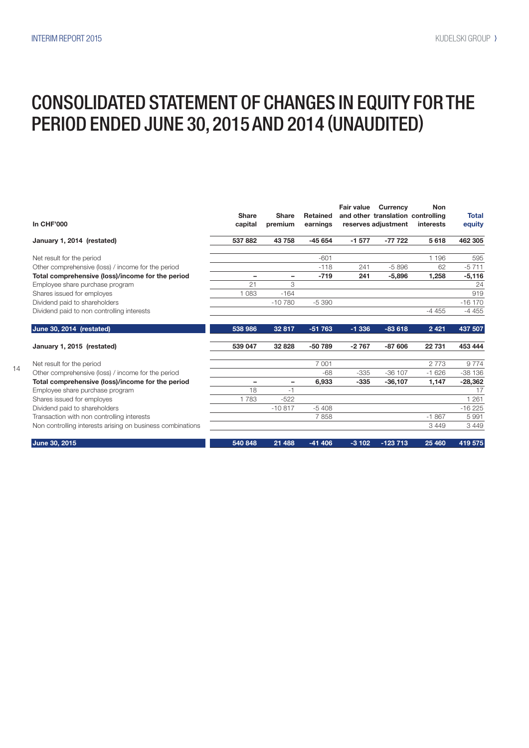# CONSOLIDATED STATEMENT OF CHANGES IN EQUITY FOR THE PERIOD ENDED JUNE 30, 2015 AND 2014 (UNAUDITED)

| In CHF'000 | Share capital | Share premium | Retained earnings | Fair value and other reserves | Currency translation adjustment | Non controlling interests | Total equity |
|---|---|---|---|---|---|---|---|
| **January 1, 2014 (restated)** | **537 882** | **43 758** | **-45 654** | **-1 577** | **-77 722** | **5 618** | **462 305** |
| Net result for the period | | | -601 | | | 1 196 | 595 |
| Other comprehensive (loss) / income for the period | | | -118 | 241 | -5 896 | 62 | -5 711 |
| **Total comprehensive (loss)/income for the period** | **–** | **–** | **-719** | **241** | **-5,896** | **1,258** | **-5,116** |
| Employee share purchase program | 21 | 3 | | | | | 24 |
| Shares issued for employes | 1 083 | -164 | | | | | 919 |
| Dividend paid to shareholders | | -10 780 | -5 390 | | | | -16 170 |
| Dividend paid to non controlling interests | | | | | | -4 455 | -4 455 |
| **June 30, 2014 (restated)** | **538 986** | **32 817** | **-51 763** | **-1 336** | **-83 618** | **2 421** | **437 507** |
| **January 1, 2015 (restated)** | **539 047** | **32 828** | **-50 789** | **-2 767** | **-87 606** | **22 731** | **453 444** |
| Net result for the period | | | 7 001 | | | 2 773 | 9 774 |
| Other comprehensive (loss) / income for the period | | | -68 | -335 | -36 107 | -1 626 | -38 136 |
| **Total comprehensive (loss)/income for the period** | **–** | **–** | **6,933** | **-335** | **-36,107** | **1,147** | **-28,362** |
| Employee share purchase program | 18 | -1 | | | | | 17 |
| Shares issued for employes | 1 783 | -522 | | | | | 1 261 |
| Dividend paid to shareholders | | -10 817 | -5 408 | | | | -16 225 |
| Transaction with non controlling interests | | | 7 858 | | | -1 867 | 5 991 |
| Non controlling interests arising on business combinations | | | | | | 3 449 | 3 449 |
| **June 30, 2015** | **540 848** | **21 488** | **-41 406** | **-3 102** | **-123 713** | **25 460** | **419 575** |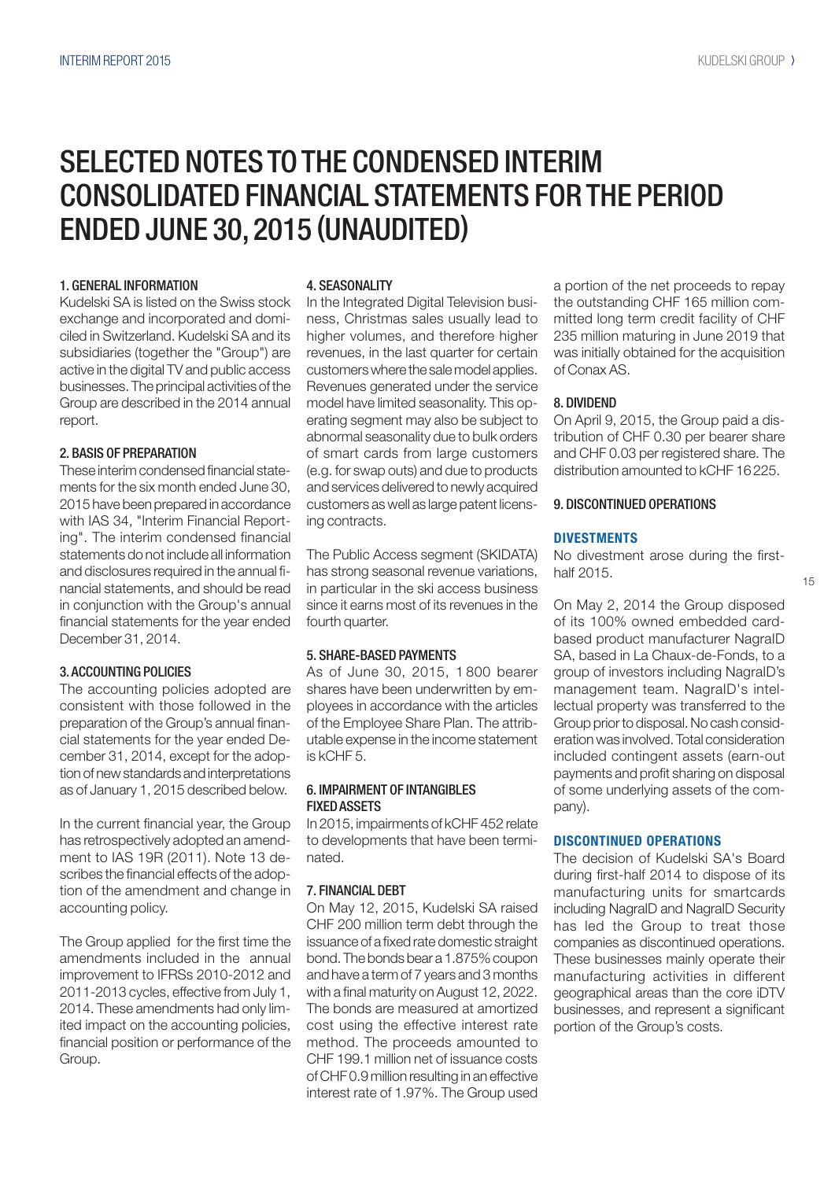# SELECTED NOTES TO THE CONDENSED INTERIM CONSOLIDATED FINANCIAL STATEMENTS FOR THE PERIOD ENDED JUNE 30, 2015 (UNAUDITED)

## 1. GENERAL INFORMATION

Kudelski SA is listed on the Swiss stock exchange and incorporated and domiciled in Switzerland. Kudelski SA and its subsidiaries (together the "Group") are active in the digital TV and public access businesses. The principal activities of the Group are described in the 2014 annual report.

## 2. BASIS OF PREPARATION

These interim condensed financial statements for the six month ended June 30, 2015 have been prepared in accordance with IAS 34, "Interim Financial Reporting". The interim condensed financial statements do not include all information and disclosures required in the annual financial statements, and should be read in conjunction with the Group's annual financial statements for the year ended December 31, 2014.

## 3. ACCOUNTING POLICIES

The accounting policies adopted are consistent with those followed in the preparation of the Group's annual financial statements for the year ended December 31, 2014, except for the adoption of new standards and interpretations as of January 1, 2015 described below.

In the current financial year, the Group has retrospectively adopted an amendment to IAS 19R (2011). Note 13 describes the financial effects of the adoption of the amendment and change in accounting policy.

The Group applied for the first time the amendments included in the annual improvement to IFRSs 2010-2012 and 2011-2013 cycles, effective from July 1, 2014. These amendments had only limited impact on the accounting policies, financial position or performance of the Group.

## 4. SEASONALITY

In the Integrated Digital Television business, Christmas sales usually lead to higher volumes, and therefore higher revenues, in the last quarter for certain customers where the sale model applies. Revenues generated under the service model have limited seasonality. This operating segment may also be subject to abnormal seasonality due to bulk orders of smart cards from large customers (e.g. for swap outs) and due to products and services delivered to newly acquired customers as well as large patent licensing contracts.

The Public Access segment (SKIDATA) has strong seasonal revenue variations, in particular in the ski access business since it earns most of its revenues in the fourth quarter.

## 5. SHARE-BASED PAYMENTS

As of June 30, 2015, 1 800 bearer shares have been underwritten by employees in accordance with the articles of the Employee Share Plan. The attributable expense in the income statement is kCHF 5.

## 6. IMPAIRMENT OF INTANGIBLES FIXED ASSETS

In 2015, impairments of kCHF 452 relate to developments that have been terminated.

## 7. FINANCIAL DEBT

On May 12, 2015, Kudelski SA raised CHF 200 million term debt through the issuance of a fixed rate domestic straight bond. The bonds bear a 1.875% coupon and have a term of 7 years and 3 months with a final maturity on August 12, 2022. The bonds are measured at amortized cost using the effective interest rate method. The proceeds amounted to CHF 199.1 million net of issuance costs of CHF 0.9 million resulting in an effective interest rate of 1.97%. The Group used a portion of the net proceeds to repay the outstanding CHF 165 million committed long term credit facility of CHF 235 million maturing in June 2019 that was initially obtained for the acquisition of Conax AS.

## 8. DIVIDEND

On April 9, 2015, the Group paid a distribution of CHF 0.30 per bearer share and CHF 0.03 per registered share. The distribution amounted to kCHF 16 225.

## 9. DISCONTINUED OPERATIONS

### DIVESTMENTS

No divestment arose during the first-half 2015.

On May 2, 2014 the Group disposed of its 100% owned embedded card-based product manufacturer NagraID SA, based in La Chaux-de-Fonds, to a group of investors including NagraID's management team. NagraID's intellectual property was transferred to the Group prior to disposal. No cash consideration was involved. Total consideration included contingent assets (earn-out payments and profit sharing on disposal of some underlying assets of the company).

### DISCONTINUED OPERATIONS

The decision of Kudelski SA's Board during first-half 2014 to dispose of its manufacturing units for smartcards including NagraID and NagraID Security has led the Group to treat those companies as discontinued operations. These businesses mainly operate their manufacturing activities in different geographical areas than the core iDTV businesses, and represent a significant portion of the Group's costs.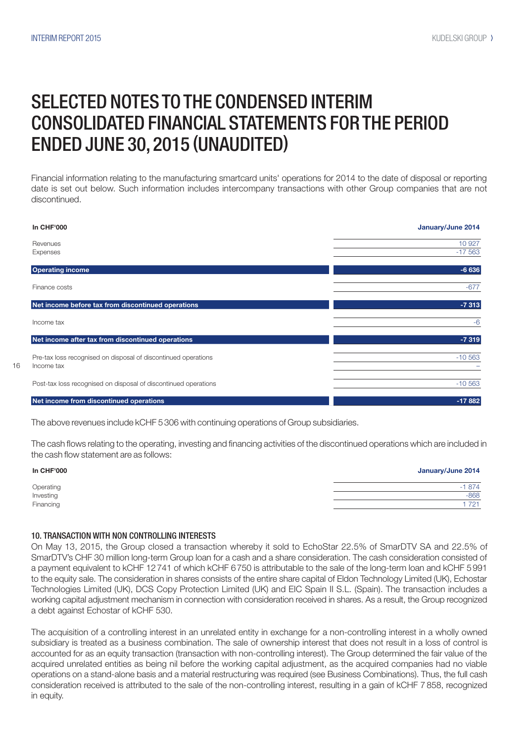# SELECTED NOTES TO THE CONDENSED INTERIM CONSOLIDATED FINANCIAL STATEMENTS FOR THE PERIOD ENDED JUNE 30, 2015 (UNAUDITED)

Financial information relating to the manufacturing smartcard units' operations for 2014 to the date of disposal or reporting date is set out below. Such information includes intercompany transactions with other Group companies that are not discontinued.

| In CHF'000 | January/June 2014 |
|---|---|
| Revenues | 10 927 |
| Expenses | -17 563 |
| **Operating income** | **-6 636** |
| Finance costs | -677 |
| **Net income before tax from discontinued operations** | **-7 313** |
| Income tax | -6 |
| **Net income after tax from discontinued operations** | **-7 319** |
| Pre-tax loss recognised on disposal of discontinued operations | -10 563 |
| Income tax | – |
| Post-tax loss recognised on disposal of discontinued operations | -10 563 |
| **Net income from discontinued operations** | **-17 882** |

The above revenues include kCHF 5 306 with continuing operations of Group subsidiaries.

The cash flows relating to the operating, investing and financing activities of the discontinued operations which are included in the cash flow statement are as follows:

| In CHF'000 | January/June 2014 |
|---|---|
| Operating | -1 874 |
| Investing | -868 |
| Financing | 1 721 |

### 10. TRANSACTION WITH NON CONTROLLING INTERESTS

On May 13, 2015, the Group closed a transaction whereby it sold to EchoStar 22.5% of SmarDTV SA and 22.5% of SmarDTV's CHF 30 million long-term Group loan for a cash and a share consideration. The cash consideration consisted of a payment equivalent to kCHF 12 741 of which kCHF 6 750 is attributable to the sale of the long-term loan and kCHF 5 991 to the equity sale. The consideration in shares consists of the entire share capital of Eldon Technology Limited (UK), Echostar Technologies Limited (UK), DCS Copy Protection Limited (UK) and EIC Spain II S.L. (Spain). The transaction includes a working capital adjustment mechanism in connection with consideration received in shares. As a result, the Group recognized a debt against Echostar of kCHF 530.

The acquisition of a controlling interest in an unrelated entity in exchange for a non-controlling interest in a wholly owned subsidiary is treated as a business combination. The sale of ownership interest that does not result in a loss of control is accounted for as an equity transaction (transaction with non-controlling interest). The Group determined the fair value of the acquired unrelated entities as being nil before the working capital adjustment, as the acquired companies had no viable operations on a stand-alone basis and a material restructuring was required (see Business Combinations). Thus, the full cash consideration received is attributed to the sale of the non-controlling interest, resulting in a gain of kCHF 7 858, recognized in equity.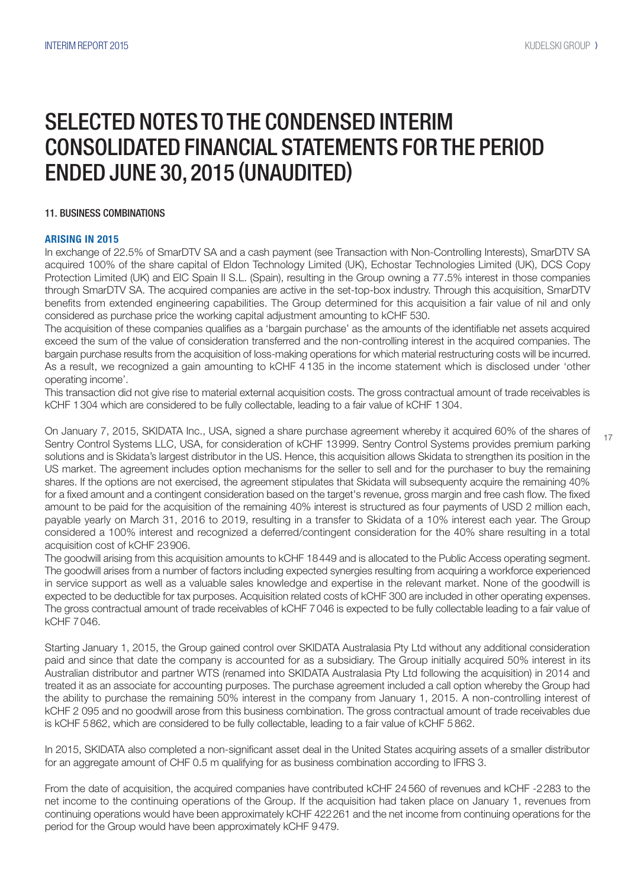# SELECTED NOTES TO THE CONDENSED INTERIM CONSOLIDATED FINANCIAL STATEMENTS FOR THE PERIOD ENDED JUNE 30, 2015 (UNAUDITED)

## 11. BUSINESS COMBINATIONS

### ARISING IN 2015

In exchange of 22.5% of SmarDTV SA and a cash payment (see Transaction with Non-Controlling Interests), SmarDTV SA acquired 100% of the share capital of Eldon Technology Limited (UK), Echostar Technologies Limited (UK), DCS Copy Protection Limited (UK) and EIC Spain II S.L. (Spain), resulting in the Group owning a 77.5% interest in those companies through SmarDTV SA. The acquired companies are active in the set-top-box industry. Through this acquisition, SmarDTV benefits from extended engineering capabilities. The Group determined for this acquisition a fair value of nil and only considered as purchase price the working capital adjustment amounting to kCHF 530.

The acquisition of these companies qualifies as a 'bargain purchase' as the amounts of the identifiable net assets acquired exceed the sum of the value of consideration transferred and the non-controlling interest in the acquired companies. The bargain purchase results from the acquisition of loss-making operations for which material restructuring costs will be incurred. As a result, we recognized a gain amounting to kCHF 4 135 in the income statement which is disclosed under 'other operating income'.

This transaction did not give rise to material external acquisition costs. The gross contractual amount of trade receivables is kCHF 1 304 which are considered to be fully collectable, leading to a fair value of kCHF 1 304.

On January 7, 2015, SKIDATA Inc., USA, signed a share purchase agreement whereby it acquired 60% of the shares of Sentry Control Systems LLC, USA, for consideration of kCHF 13 999. Sentry Control Systems provides premium parking solutions and is Skidata's largest distributor in the US. Hence, this acquisition allows Skidata to strengthen its position in the US market. The agreement includes option mechanisms for the seller to sell and for the purchaser to buy the remaining shares. If the options are not exercised, the agreement stipulates that Skidata will subsequenty acquire the remaining 40% for a fixed amount and a contingent consideration based on the target's revenue, gross margin and free cash flow. The fixed amount to be paid for the acquisition of the remaining 40% interest is structured as four payments of USD 2 million each, payable yearly on March 31, 2016 to 2019, resulting in a transfer to Skidata of a 10% interest each year. The Group considered a 100% interest and recognized a deferred/contingent consideration for the 40% share resulting in a total acquisition cost of kCHF 23 906.

The goodwill arising from this acquisition amounts to kCHF 18 449 and is allocated to the Public Access operating segment. The goodwill arises from a number of factors including expected synergies resulting from acquiring a workforce experienced in service support as well as a valuable sales knowledge and expertise in the relevant market. None of the goodwill is expected to be deductible for tax purposes. Acquisition related costs of kCHF 300 are included in other operating expenses. The gross contractual amount of trade receivables of kCHF 7 046 is expected to be fully collectable leading to a fair value of kCHF 7 046.

Starting January 1, 2015, the Group gained control over SKIDATA Australasia Pty Ltd without any additional consideration paid and since that date the company is accounted for as a subsidiary. The Group initially acquired 50% interest in its Australian distributor and partner WTS (renamed into SKIDATA Australasia Pty Ltd following the acquisition) in 2014 and treated it as an associate for accounting purposes. The purchase agreement included a call option whereby the Group had the ability to purchase the remaining 50% interest in the company from January 1, 2015. A non-controlling interest of kCHF 2 095 and no goodwill arose from this business combination. The gross contractual amount of trade receivables due is kCHF 5 862, which are considered to be fully collectable, leading to a fair value of kCHF 5 862.

In 2015, SKIDATA also completed a non-significant asset deal in the United States acquiring assets of a smaller distributor for an aggregate amount of CHF 0.5 m qualifying for as business combination according to IFRS 3.

From the date of acquisition, the acquired companies have contributed kCHF 24 560 of revenues and kCHF -2 283 to the net income to the continuing operations of the Group. If the acquisition had taken place on January 1, revenues from continuing operations would have been approximately kCHF 422 261 and the net income from continuing operations for the period for the Group would have been approximately kCHF 9 479.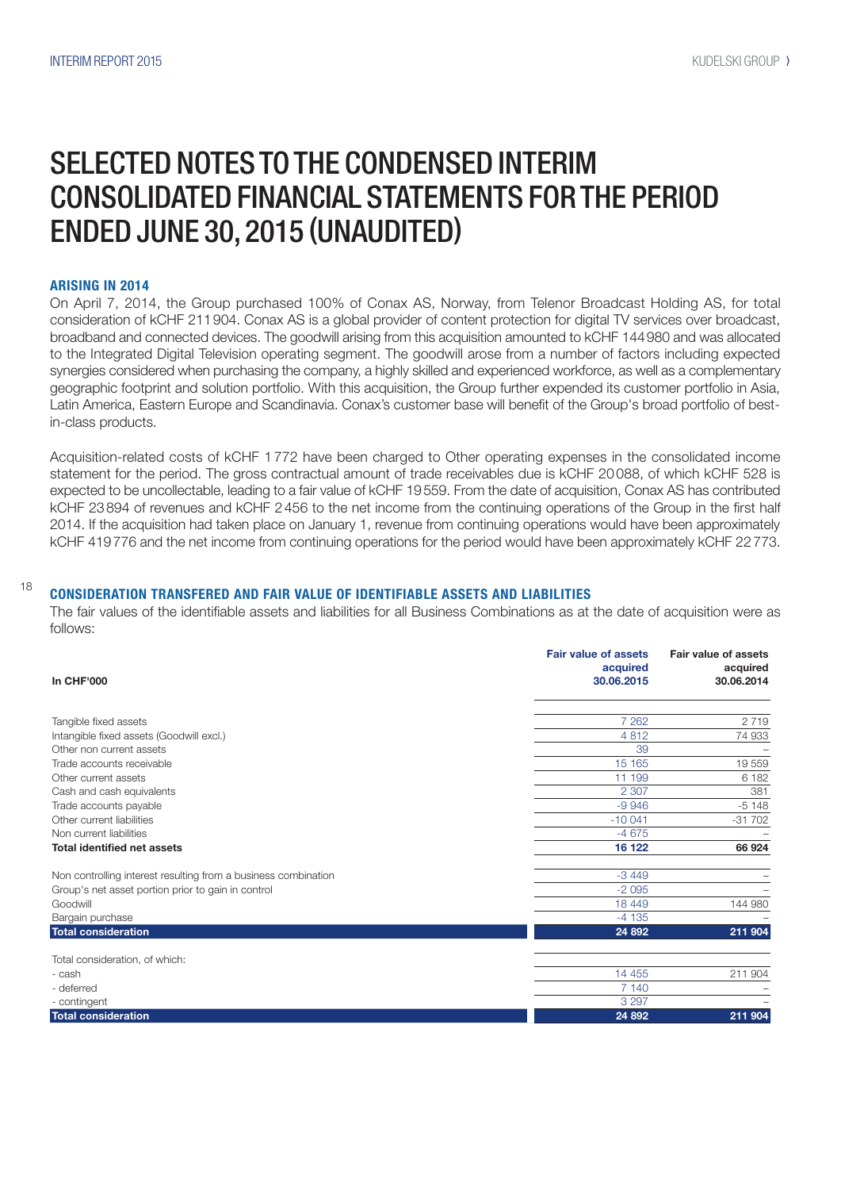# SELECTED NOTES TO THE CONDENSED INTERIM CONSOLIDATED FINANCIAL STATEMENTS FOR THE PERIOD ENDED JUNE 30, 2015 (UNAUDITED)

### ARISING IN 2014

On April 7, 2014, the Group purchased 100% of Conax AS, Norway, from Telenor Broadcast Holding AS, for total consideration of kCHF 211 904. Conax AS is a global provider of content protection for digital TV services over broadcast, broadband and connected devices. The goodwill arising from this acquisition amounted to kCHF 144 980 and was allocated to the Integrated Digital Television operating segment. The goodwill arose from a number of factors including expected synergies considered when purchasing the company, a highly skilled and experienced workforce, as well as a complementary geographic footprint and solution portfolio. With this acquisition, the Group further expended its customer portfolio in Asia, Latin America, Eastern Europe and Scandinavia. Conax's customer base will benefit of the Group's broad portfolio of best-in-class products.

Acquisition-related costs of kCHF 1 772 have been charged to Other operating expenses in the consolidated income statement for the period. The gross contractual amount of trade receivables due is kCHF 20 088, of which kCHF 528 is expected to be uncollectable, leading to a fair value of kCHF 19 559. From the date of acquisition, Conax AS has contributed kCHF 23 894 of revenues and kCHF 2 456 to the net income from the continuing operations of the Group in the first half 2014. If the acquisition had taken place on January 1, revenue from continuing operations would have been approximately kCHF 419 776 and the net income from continuing operations for the period would have been approximately kCHF 22 773.

### CONSIDERATION TRANSFERED AND FAIR VALUE OF IDENTIFIABLE ASSETS AND LIABILITIES

The fair values of the identifiable assets and liabilities for all Business Combinations as at the date of acquisition were as follows:

| In CHF'000 | Fair value of assets acquired 30.06.2015 | Fair value of assets acquired 30.06.2014 |
|---|---|---|
| Tangible fixed assets | 7 262 | 2 719 |
| Intangible fixed assets (Goodwill excl.) | 4 812 | 74 933 |
| Other non current assets | 39 | – |
| Trade accounts receivable | 15 165 | 19 559 |
| Other current assets | 11 199 | 6 182 |
| Cash and cash equivalents | 2 307 | 381 |
| Trade accounts payable | -9 946 | -5 148 |
| Other current liabilities | -10 041 | -31 702 |
| Non current liabilities | -4 675 | – |
| **Total identified net assets** | **16 122** | **66 924** |
| | | |
| Non controlling interest resulting from a business combination | -3 449 | – |
| Group's net asset portion prior to gain in control | -2 095 | – |
| Goodwill | 18 449 | 144 980 |
| Bargain purchase | -4 135 | – |
| **Total consideration** | **24 892** | **211 904** |
| | | |
| Total consideration, of which: | | |
| - cash | 14 455 | 211 904 |
| - deferred | 7 140 | – |
| - contingent | 3 297 | – |
| **Total consideration** | **24 892** | **211 904** |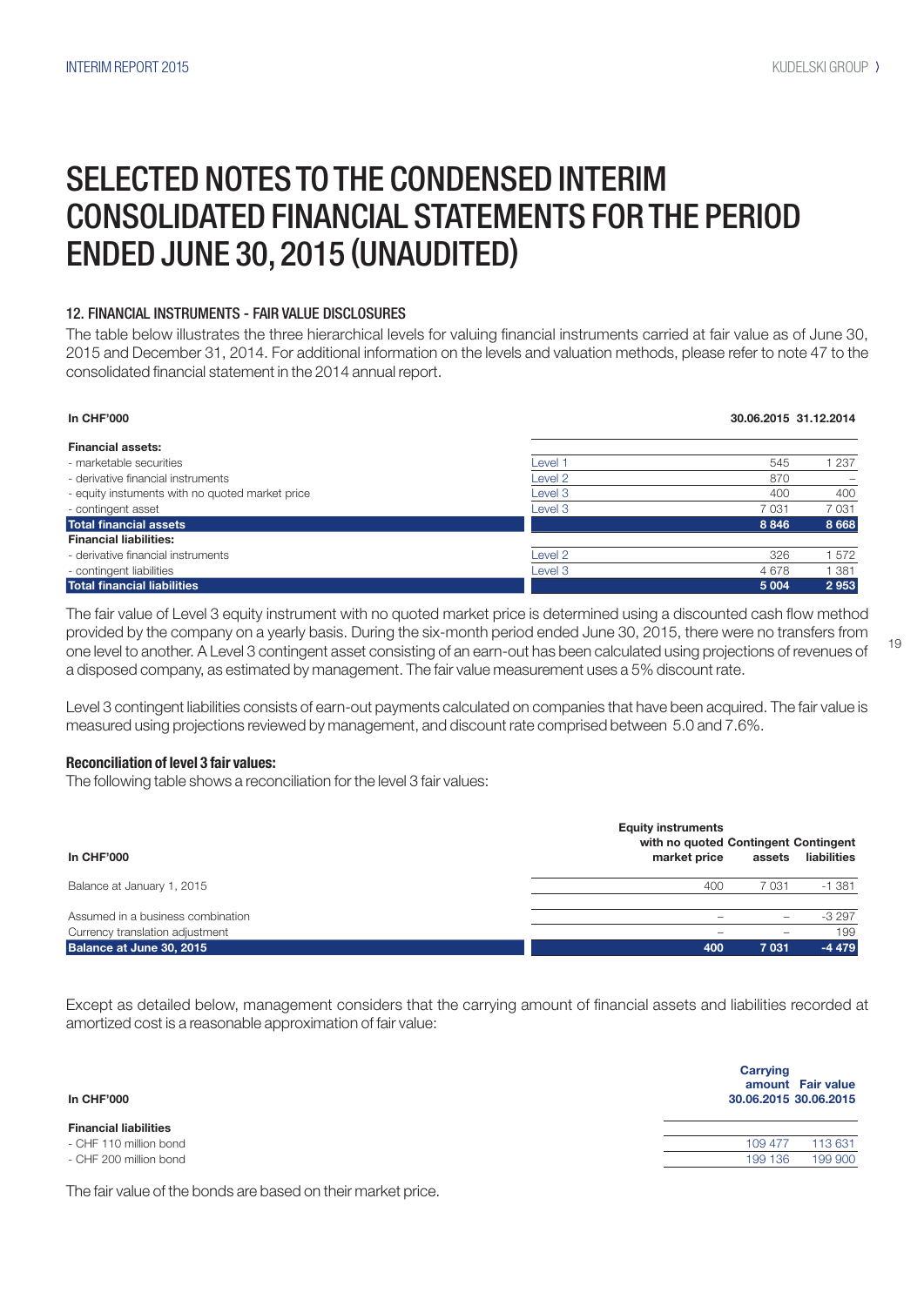# SELECTED NOTES TO THE CONDENSED INTERIM CONSOLIDATED FINANCIAL STATEMENTS FOR THE PERIOD ENDED JUNE 30, 2015 (UNAUDITED)

### 12. FINANCIAL INSTRUMENTS - FAIR VALUE DISCLOSURES

The table below illustrates the three hierarchical levels for valuing financial instruments carried at fair value as of June 30, 2015 and December 31, 2014. For additional information on the levels and valuation methods, please refer to note 47 to the consolidated financial statement in the 2014 annual report.

| In CHF'000 | | 30.06.2015 | 31.12.2014 |
|---|---|---|---|
| **Financial assets:** | | | |
| - marketable securities | Level 1 | 545 | 1 237 |
| - derivative financial instruments | Level 2 | 870 | – |
| - equity instuments with no quoted market price | Level 3 | 400 | 400 |
| - contingent asset | Level 3 | 7 031 | 7 031 |
| **Total financial assets** | | **8 846** | **8 668** |
| **Financial liabilities:** | | | |
| - derivative financial instruments | Level 2 | 326 | 1 572 |
| - contingent liabilities | Level 3 | 4 678 | 1 381 |
| **Total financial liabilities** | | **5 004** | **2 953** |

The fair value of Level 3 equity instrument with no quoted market price is determined using a discounted cash flow method provided by the company on a yearly basis. During the six-month period ended June 30, 2015, there were no transfers from one level to another. A Level 3 contingent asset consisting of an earn-out has been calculated using projections of revenues of a disposed company, as estimated by management. The fair value measurement uses a 5% discount rate.

Level 3 contingent liabilities consists of earn-out payments calculated on companies that have been acquired. The fair value is measured using projections reviewed by management, and discount rate comprised between 5.0 and 7.6%.

**Reconciliation of level 3 fair values:**

The following table shows a reconciliation for the level 3 fair values:

| In CHF'000 | Equity instruments with no quoted market price | Contingent assets | Contingent liabilities |
|---|---|---|---|
| Balance at January 1, 2015 | 400 | 7 031 | -1 381 |
| Assumed in a business combination | – | – | -3 297 |
| Currency translation adjustment | – | – | 199 |
| **Balance at June 30, 2015** | **400** | **7 031** | **-4 479** |

Except as detailed below, management considers that the carrying amount of financial assets and liabilities recorded at amortized cost is a reasonable approximation of fair value:

| In CHF'000 | Carrying amount 30.06.2015 | Fair value 30.06.2015 |
|---|---|---|
| **Financial liabilities** | | |
| - CHF 110 million bond | 109 477 | 113 631 |
| - CHF 200 million bond | 199 136 | 199 900 |

The fair value of the bonds are based on their market price.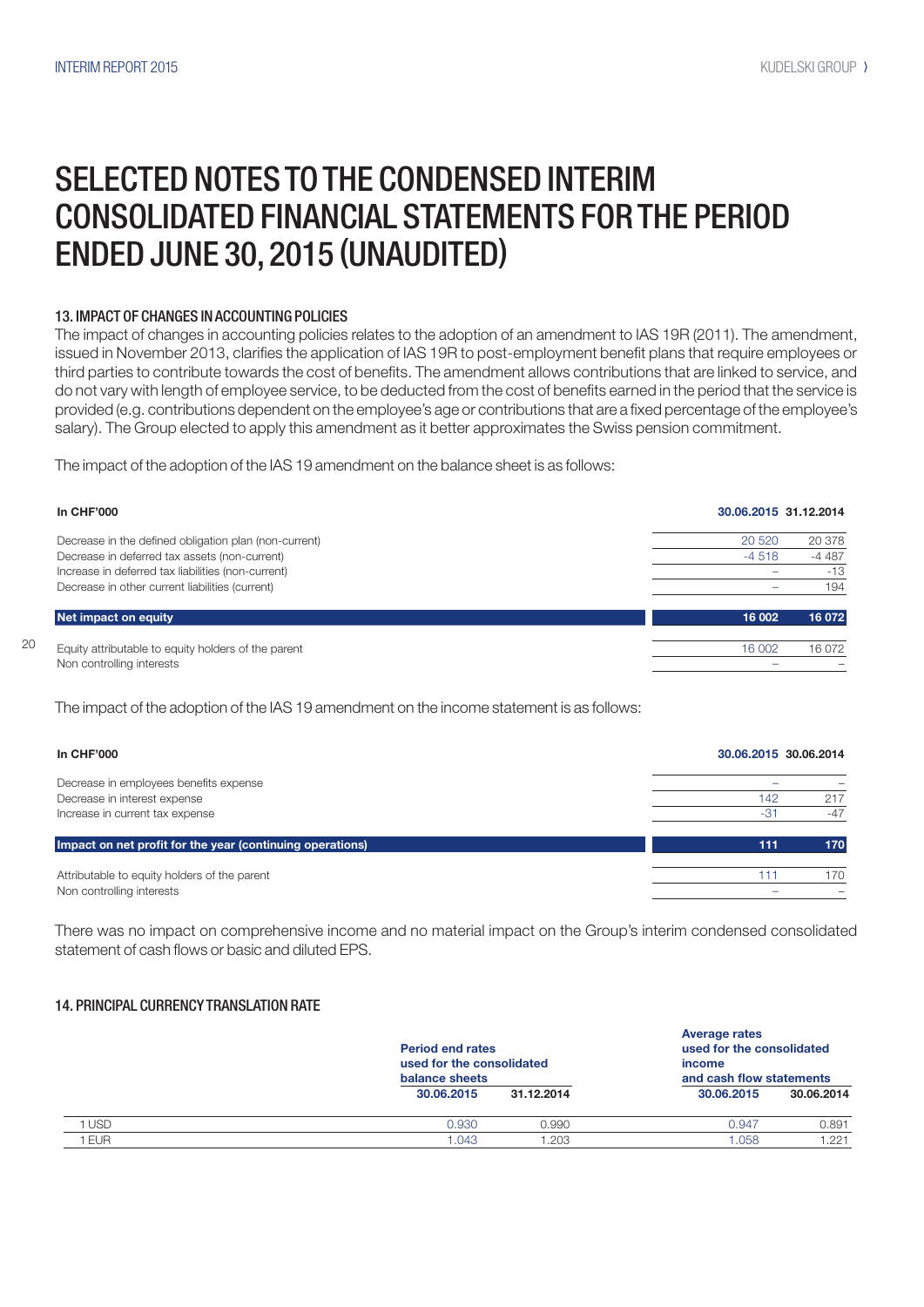# SELECTED NOTES TO THE CONDENSED INTERIM CONSOLIDATED FINANCIAL STATEMENTS FOR THE PERIOD ENDED JUNE 30, 2015 (UNAUDITED)

### 13. IMPACT OF CHANGES IN ACCOUNTING POLICIES

The impact of changes in accounting policies relates to the adoption of an amendment to IAS 19R (2011). The amendment, issued in November 2013, clarifies the application of IAS 19R to post-employment benefit plans that require employees or third parties to contribute towards the cost of benefits. The amendment allows contributions that are linked to service, and do not vary with length of employee service, to be deducted from the cost of benefits earned in the period that the service is provided (e.g. contributions dependent on the employee's age or contributions that are a fixed percentage of the employee's salary). The Group elected to apply this amendment as it better approximates the Swiss pension commitment.

The impact of the adoption of the IAS 19 amendment on the balance sheet is as follows:

| In CHF'000 | 30.06.2015 | 31.12.2014 |
|---|---|---|
| Decrease in the defined obligation plan (non-current) | 20 520 | 20 378 |
| Decrease in deferred tax assets (non-current) | -4 518 | -4 487 |
| Increase in deferred tax liabilities (non-current) | – | -13 |
| Decrease in other current liabilities (current) | – | 194 |
| **Net impact on equity** | **16 002** | **16 072** |
| Equity attributable to equity holders of the parent | 16 002 | 16 072 |
| Non controlling interests | – | – |

The impact of the adoption of the IAS 19 amendment on the income statement is as follows:

| In CHF'000 | 30.06.2015 | 30.06.2014 |
|---|---|---|
| Decrease in employees benefits expense | – | – |
| Decrease in interest expense | 142 | 217 |
| Increase in current tax expense | -31 | -47 |
| **Impact on net profit for the year (continuing operations)** | **111** | **170** |
| Attributable to equity holders of the parent | 111 | 170 |
| Non controlling interests | – | – |

There was no impact on comprehensive income and no material impact on the Group's interim condensed consolidated statement of cash flows or basic and diluted EPS.

### 14. PRINCIPAL CURRENCY TRANSLATION RATE

| | Period end rates used for the consolidated balance sheets | | Average rates used for the consolidated income and cash flow statements | |
|---|---|---|---|---|
| | 30.06.2015 | 31.12.2014 | 30.06.2015 | 30.06.2014 |
| 1 USD | 0.930 | 0.990 | 0.947 | 0.891 |
| 1 EUR | 1.043 | 1.203 | 1.058 | 1.221 |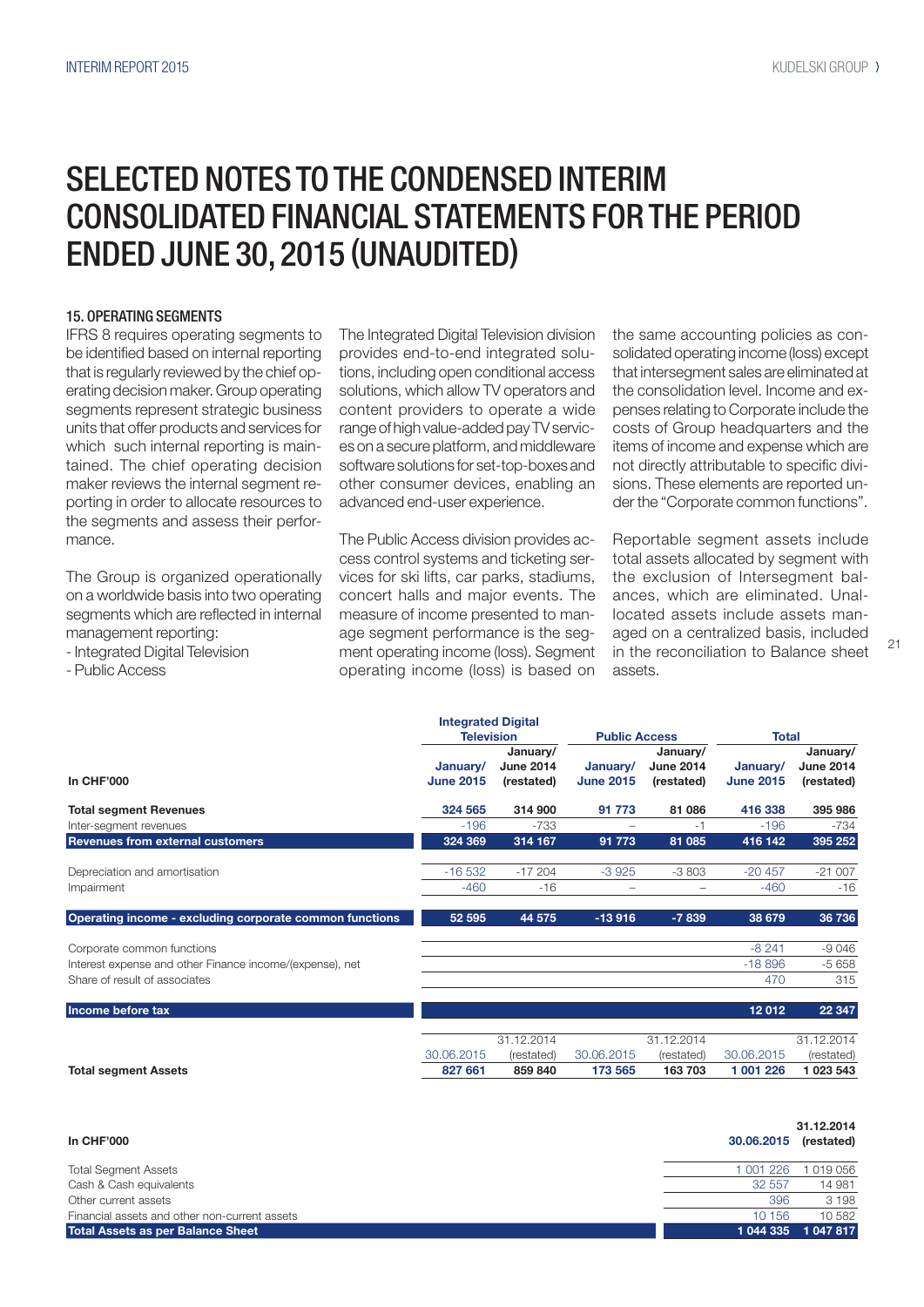# SELECTED NOTES TO THE CONDENSED INTERIM CONSOLIDATED FINANCIAL STATEMENTS FOR THE PERIOD ENDED JUNE 30, 2015 (UNAUDITED)

### 15. OPERATING SEGMENTS

IFRS 8 requires operating segments to be identified based on internal reporting that is regularly reviewed by the chief operating decision maker. Group operating segments represent strategic business units that offer products and services for which such internal reporting is maintained. The chief operating decision maker reviews the internal segment reporting in order to allocate resources to the segments and assess their performance.

The Group is organized operationally on a worldwide basis into two operating segments which are reflected in internal management reporting:
- Integrated Digital Television
- Public Access

The Integrated Digital Television division provides end-to-end integrated solutions, including open conditional access solutions, which allow TV operators and content providers to operate a wide range of high value-added pay TV services on a secure platform, and middleware software solutions for set-top-boxes and other consumer devices, enabling an advanced end-user experience.

The Public Access division provides access control systems and ticketing services for ski lifts, car parks, stadiums, concert halls and major events. The measure of income presented to manage segment performance is the segment operating income (loss). Segment operating income (loss) is based on the same accounting policies as consolidated operating income (loss) except that intersegment sales are eliminated at the consolidation level. Income and expenses relating to Corporate include the costs of Group headquarters and the items of income and expense which are not directly attributable to specific divisions. These elements are reported under the "Corporate common functions".

Reportable segment assets include total assets allocated by segment with the exclusion of Intersegment balances, which are eliminated. Unallocated assets include assets managed on a centralized basis, included in the reconciliation to Balance sheet assets.

| In CHF'000 | Integrated Digital Television | | Public Access | | Total | |
|---|---|---|---|---|---|---|
| | January/ June 2015 | January/ June 2014 (restated) | January/ June 2015 | January/ June 2014 (restated) | January/ June 2015 | January/ June 2014 (restated) |
| **Total segment Revenues** | 324 565 | 314 900 | 91 773 | 81 086 | 416 338 | 395 986 |
| Inter-segment revenues | -196 | -733 | – | -1 | -196 | -734 |
| **Revenues from external customers** | 324 369 | 314 167 | 91 773 | 81 085 | 416 142 | 395 252 |
| | | | | | | |
| Depreciation and amortisation | -16 532 | -17 204 | -3 925 | -3 803 | -20 457 | -21 007 |
| Impairment | -460 | -16 | – | – | -460 | -16 |
| | | | | | | |
| **Operating income - excluding corporate common functions** | 52 595 | 44 575 | -13 916 | -7 839 | 38 679 | 36 736 |
| | | | | | | |
| Corporate common functions | | | | | -8 241 | -9 046 |
| Interest expense and other Finance income/(expense), net | | | | | -18 896 | -5 658 |
| Share of result of associates | | | | | 470 | 315 |
| | | | | | | |
| **Income before tax** | | | | | 12 012 | 22 347 |
| | | | | | | |
| | 30.06.2015 | 31.12.2014 (restated) | 30.06.2015 | 31.12.2014 (restated) | 30.06.2015 | 31.12.2014 (restated) |
| **Total segment Assets** | 827 661 | 859 840 | 173 565 | 163 703 | 1 001 226 | 1 023 543 |

| In CHF'000 | 30.06.2015 | 31.12.2014 (restated) |
|---|---|---|
| Total Segment Assets | 1 001 226 | 1 019 056 |
| Cash & Cash equivalents | 32 557 | 14 981 |
| Other current assets | 396 | 3 198 |
| Financial assets and other non-current assets | 10 156 | 10 582 |
| **Total Assets as per Balance Sheet** | 1 044 335 | 1 047 817 |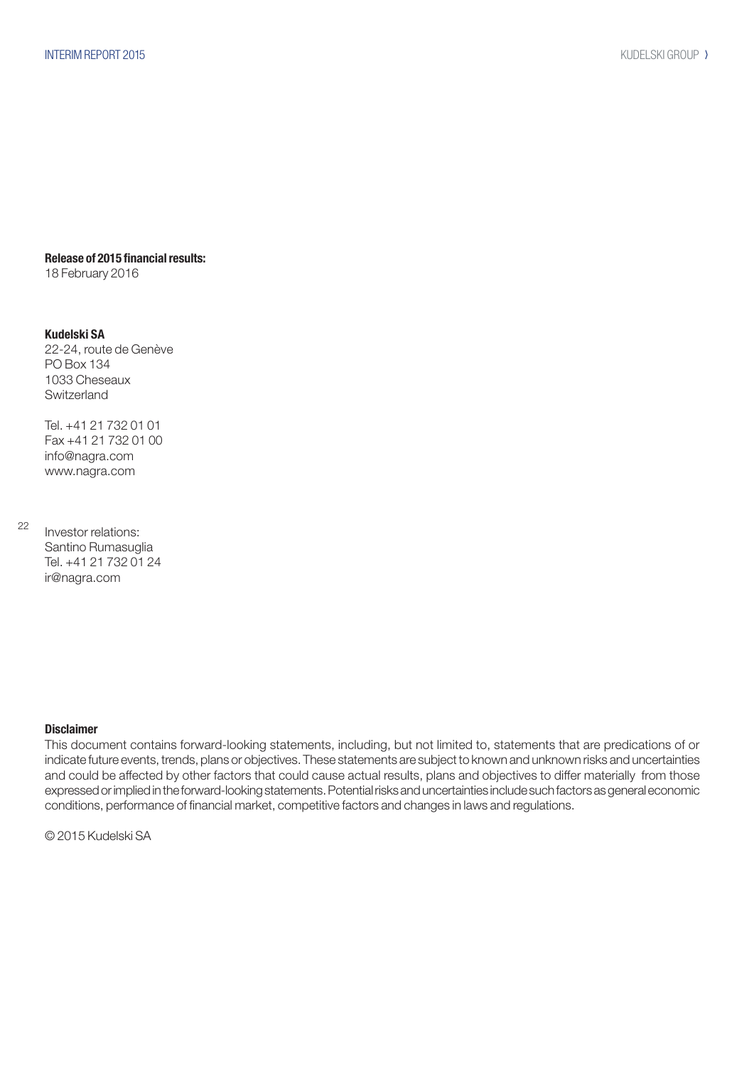**Release of 2015 financial results:**
18 February 2016

**Kudelski SA**
22-24, route de Genève
PO Box 134
1033 Cheseaux
Switzerland

Tel. +41 21 732 01 01
Fax +41 21 732 01 00
info@nagra.com
www.nagra.com

Investor relations:
Santino Rumasuglia
Tel. +41 21 732 01 24
ir@nagra.com

**Disclaimer**

This document contains forward-looking statements, including, but not limited to, statements that are predications of or indicate future events, trends, plans or objectives. These statements are subject to known and unknown risks and uncertainties and could be affected by other factors that could cause actual results, plans and objectives to differ materially from those expressed or implied in the forward-looking statements. Potential risks and uncertainties include such factors as general economic conditions, performance of financial market, competitive factors and changes in laws and regulations.

© 2015 Kudelski SA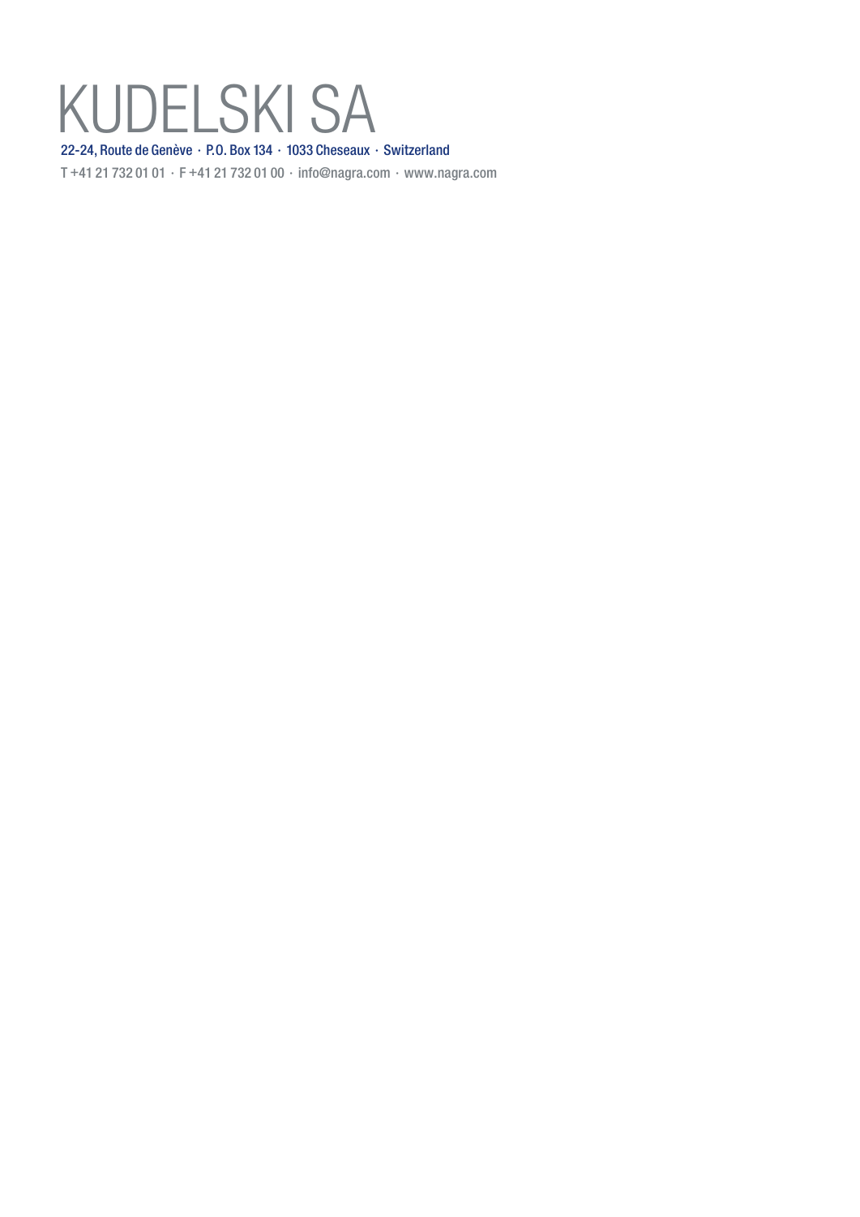# KUDELSKI SA

22-24, Route de Genève · P.O. Box 134 · 1033 Cheseaux · Switzerland

T +41 21 732 01 01 · F +41 21 732 01 00 · info@nagra.com · www.nagra.com